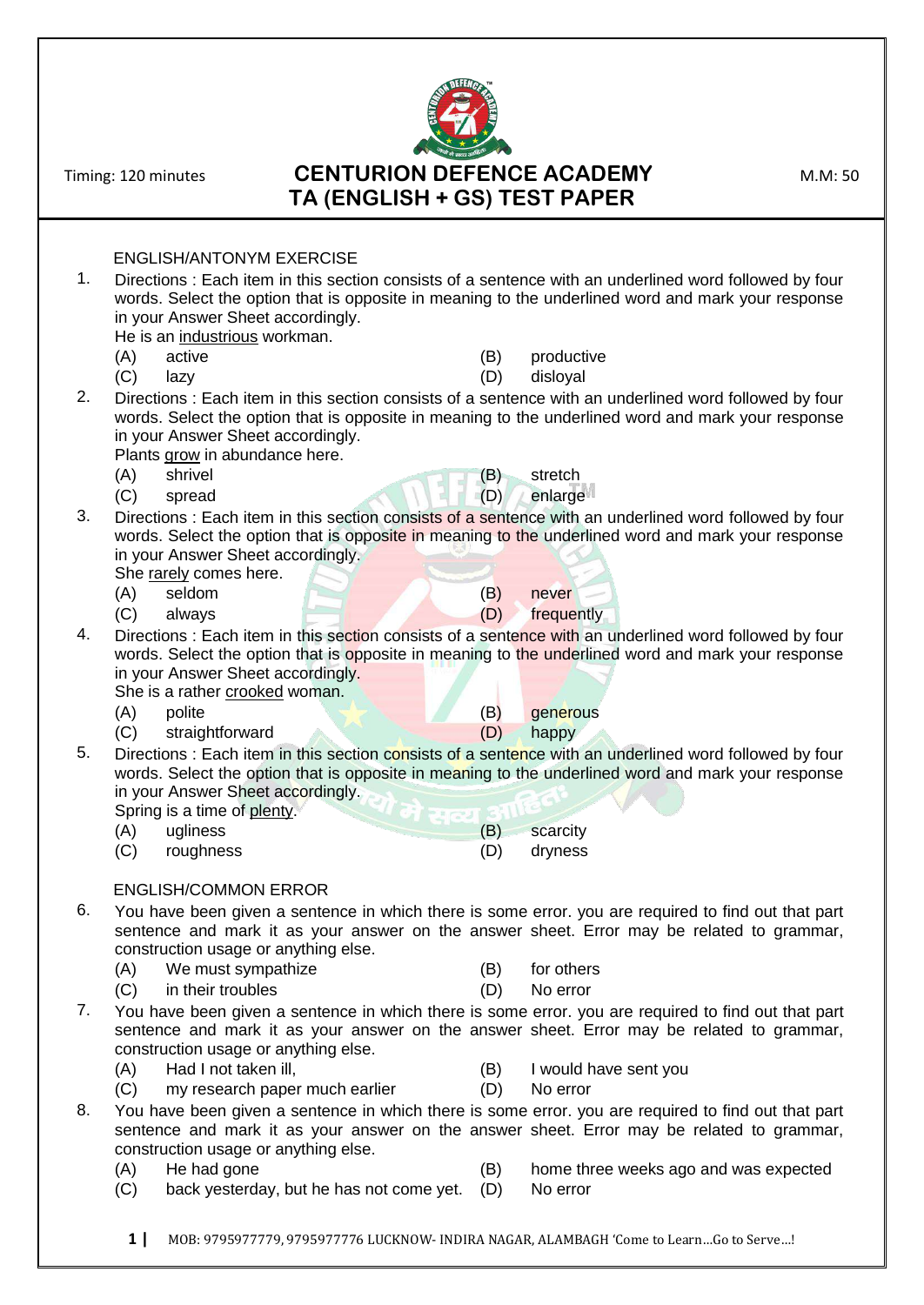Timing: 120 minutes

# CENTURION DEFENCE ACADEMY
## TA (ENGLISH + GS) TEST PAPER

M.M: 50

### ENGLISH/ANTONYM EXERCISE

1. Directions : Each item in this section consists of a sentence with an underlined word followed by four words. Select the option that is opposite in meaning to the underlined word and mark your response in your Answer Sheet accordingly.
   He is an <u>industrious</u> workman.
   - (A) active
   - (B) productive
   - (C) lazy
   - (D) disloyal

2. Directions : Each item in this section consists of a sentence with an underlined word followed by four words. Select the option that is opposite in meaning to the underlined word and mark your response in your Answer Sheet accordingly.
   Plants <u>grow</u> in abundance here.
   - (A) shrivel
   - (B) stretch
   - (C) spread
   - (D) enlarge

3. Directions : Each item in this section consists of a sentence with an underlined word followed by four words. Select the option that is opposite in meaning to the underlined word and mark your response in your Answer Sheet accordingly.
   She <u>rarely</u> comes here.
   - (A) seldom
   - (B) never
   - (C) always
   - (D) frequently

4. Directions : Each item in this section consists of a sentence with an underlined word followed by four words. Select the option that is opposite in meaning to the underlined word and mark your response in your Answer Sheet accordingly.
   She is a rather <u>crooked</u> woman.
   - (A) polite
   - (B) generous
   - (C) straightforward
   - (D) happy

5. Directions : Each item in this section consists of a sentence with an underlined word followed by four words. Select the option that is opposite in meaning to the underlined word and mark your response in your Answer Sheet accordingly.
   Spring is a time of <u>plenty</u>.
   - (A) ugliness
   - (B) scarcity
   - (C) roughness
   - (D) dryness

### ENGLISH/COMMON ERROR

6. You have been given a sentence in which there is some error. you are required to find out that part sentence and mark it as your answer on the answer sheet. Error may be related to grammar, construction usage or anything else.
   - (A) We must sympathize
   - (B) for others
   - (C) in their troubles
   - (D) No error

7. You have been given a sentence in which there is some error. you are required to find out that part sentence and mark it as your answer on the answer sheet. Error may be related to grammar, construction usage or anything else.
   - (A) Had I not taken ill,
   - (B) I would have sent you
   - (C) my research paper much earlier
   - (D) No error

8. You have been given a sentence in which there is some error. you are required to find out that part sentence and mark it as your answer on the answer sheet. Error may be related to grammar, construction usage or anything else.
   - (A) He had gone
   - (B) home three weeks ago and was expected
   - (C) back yesterday, but he has not come yet.
   - (D) No error

MOB: 9795977779, 9795977776 LUCKNOW- INDIRA NAGAR, ALAMBAGH 'Come to Learn...Go to Serve...!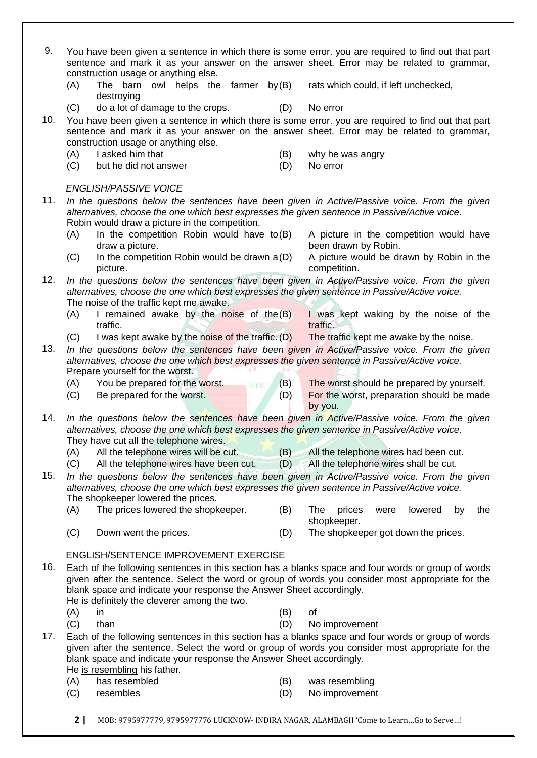9. You have been given a sentence in which there is some error. you are required to find out that part sentence and mark it as your answer on the answer sheet. Error may be related to grammar, construction usage or anything else.
   - (A) The barn owl helps the farmer by destroying
   - (B) rats which could, if left unchecked,
   - (C) do a lot of damage to the crops.
   - (D) No error

10. You have been given a sentence in which there is some error. you are required to find out that part sentence and mark it as your answer on the answer sheet. Error may be related to grammar, construction usage or anything else.
    - (A) I asked him that
    - (B) why he was angry
    - (C) but he did not answer
    - (D) No error

*ENGLISH/PASSIVE VOICE*

11. *In the questions below the sentences have been given in Active/Passive voice. From the given alternatives, choose the one which best expresses the given sentence in Passive/Active voice.*
    Robin would draw a picture in the competition.
    - (A) In the competition Robin would have to draw a picture.
    - (B) A picture in the competition would have been drawn by Robin.
    - (C) In the competition Robin would be drawn a picture.
    - (D) A picture would be drawn by Robin in the competition.

12. *In the questions below the sentences have been given in Active/Passive voice. From the given alternatives, choose the one which best expresses the given sentence in Passive/Active voice.*
    The noise of the traffic kept me awake.
    - (A) I remained awake by the noise of the traffic.
    - (B) I was kept waking by the noise of the traffic.
    - (C) I was kept awake by the noise of the traffic.
    - (D) The traffic kept me awake by the noise.

13. *In the questions below the sentences have been given in Active/Passive voice. From the given alternatives, choose the one which best expresses the given sentence in Passive/Active voice.*
    Prepare yourself for the worst.
    - (A) You be prepared for the worst.
    - (B) The worst should be prepared by yourself.
    - (C) Be prepared for the worst.
    - (D) For the worst, preparation should be made by you.

14. *In the questions below the sentences have been given in Active/Passive voice. From the given alternatives, choose the one which best expresses the given sentence in Passive/Active voice.*
    They have cut all the telephone wires.
    - (A) All the telephone wires will be cut.
    - (B) All the telephone wires had been cut.
    - (C) All the telephone wires have been cut.
    - (D) All the telephone wires shall be cut.

15. *In the questions below the sentences have been given in Active/Passive voice. From the given alternatives, choose the one which best expresses the given sentence in Passive/Active voice.*
    The shopkeeper lowered the prices.
    - (A) The prices lowered the shopkeeper.
    - (B) The prices were lowered by the shopkeeper.
    - (C) Down went the prices.
    - (D) The shopkeeper got down the prices.

ENGLISH/SENTENCE IMPROVEMENT EXERCISE

16. Each of the following sentences in this section has a blanks space and four words or group of words given after the sentence. Select the word or group of words you consider most appropriate for the blank space and indicate your response the Answer Sheet accordingly.
    He is definitely the cleverer <u>among</u> the two.
    - (A) in
    - (B) of
    - (C) than
    - (D) No improvement

17. Each of the following sentences in this section has a blanks space and four words or group of words given after the sentence. Select the word or group of words you consider most appropriate for the blank space and indicate your response the Answer Sheet accordingly.
    He <u>is resembling</u> his father.
    - (A) has resembled
    - (B) was resembling
    - (C) resembles
    - (D) No improvement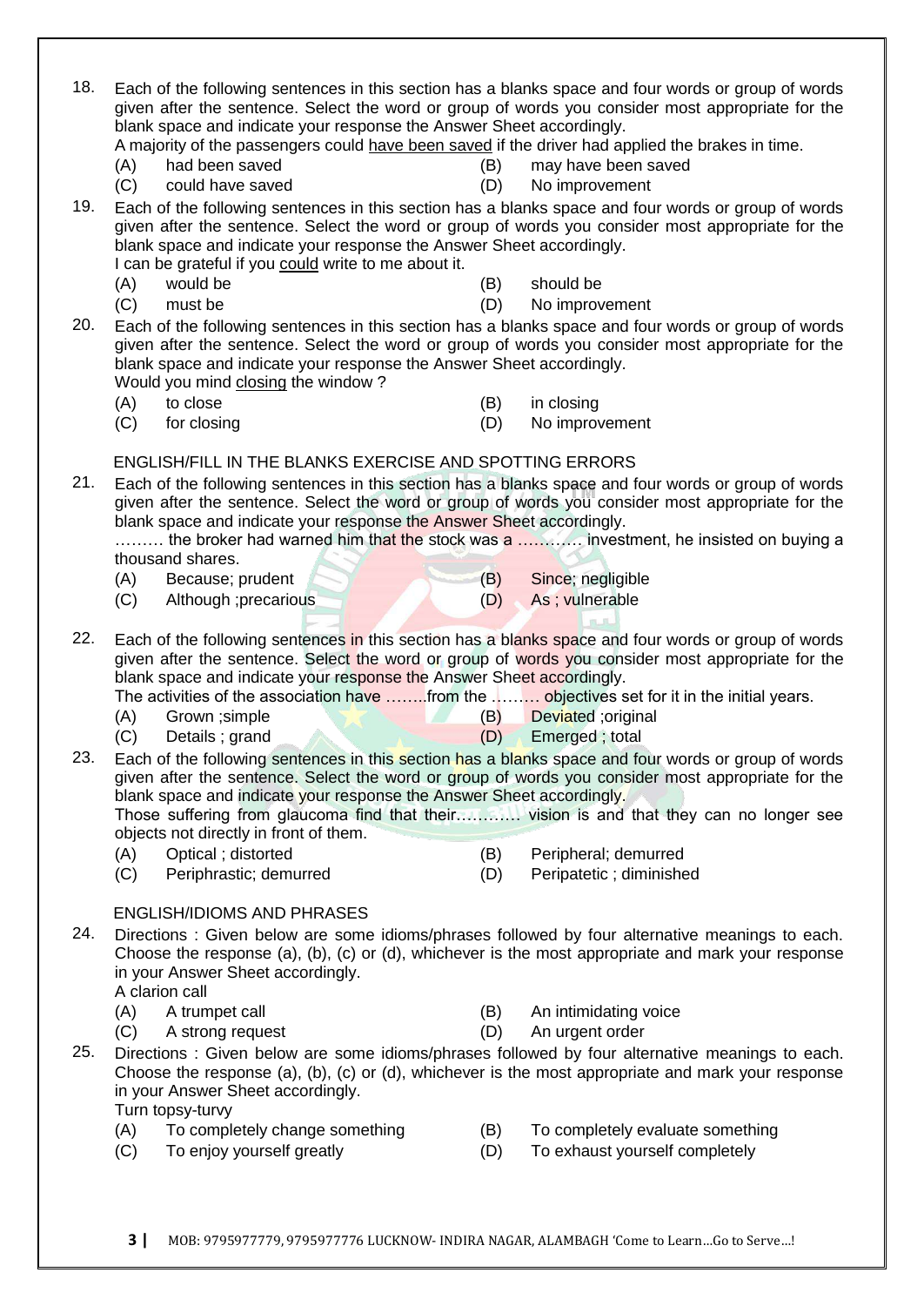18. Each of the following sentences in this section has a blanks space and four words or group of words given after the sentence. Select the word or group of words you consider most appropriate for the blank space and indicate your response the Answer Sheet accordingly.
A majority of the passengers could <u>have been saved</u> if the driver had applied the brakes in time.
    - (A) had been saved
    - (B) may have been saved
    - (C) could have saved
    - (D) No improvement

19. Each of the following sentences in this section has a blanks space and four words or group of words given after the sentence. Select the word or group of words you consider most appropriate for the blank space and indicate your response the Answer Sheet accordingly.
I can be grateful if you <u>could</u> write to me about it.
    - (A) would be
    - (B) should be
    - (C) must be
    - (D) No improvement

20. Each of the following sentences in this section has a blanks space and four words or group of words given after the sentence. Select the word or group of words you consider most appropriate for the blank space and indicate your response the Answer Sheet accordingly.
Would you mind <u>closing</u> the window ?
    - (A) to close
    - (B) in closing
    - (C) for closing
    - (D) No improvement

ENGLISH/FILL IN THE BLANKS EXERCISE AND SPOTTING ERRORS

21. Each of the following sentences in this section has a blanks space and four words or group of words given after the sentence. Select the word or group of words you consider most appropriate for the blank space and indicate your response the Answer Sheet accordingly.
……… the broker had warned him that the stock was a ………… investment, he insisted on buying a thousand shares.
    - (A) Because; prudent
    - (B) Since; negligible
    - (C) Although ;precarious
    - (D) As ; vulnerable

22. Each of the following sentences in this section has a blanks space and four words or group of words given after the sentence. Select the word or group of words you consider most appropriate for the blank space and indicate your response the Answer Sheet accordingly.
The activities of the association have ……..from the ……… objectives set for it in the initial years.
    - (A) Grown ;simple
    - (B) Deviated ;original
    - (C) Details ; grand
    - (D) Emerged ; total

23. Each of the following sentences in this section has a blanks space and four words or group of words given after the sentence. Select the word or group of words you consider most appropriate for the blank space and indicate your response the Answer Sheet accordingly.
Those suffering from glaucoma find that their………… vision is and that they can no longer see objects not directly in front of them.
    - (A) Optical ; distorted
    - (B) Peripheral; demurred
    - (C) Periphrastic; demurred
    - (D) Peripatetic ; diminished

ENGLISH/IDIOMS AND PHRASES

24. Directions : Given below are some idioms/phrases followed by four alternative meanings to each. Choose the response (a), (b), (c) or (d), whichever is the most appropriate and mark your response in your Answer Sheet accordingly.
A clarion call
    - (A) A trumpet call
    - (B) An intimidating voice
    - (C) A strong request
    - (D) An urgent order

25. Directions : Given below are some idioms/phrases followed by four alternative meanings to each. Choose the response (a), (b), (c) or (d), whichever is the most appropriate and mark your response in your Answer Sheet accordingly.
Turn topsy-turvy
    - (A) To completely change something
    - (B) To completely evaluate something
    - (C) To enjoy yourself greatly
    - (D) To exhaust yourself completely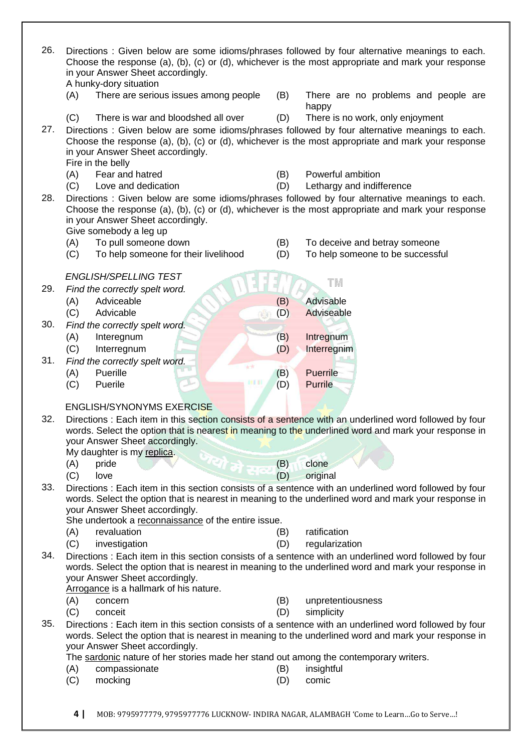26. Directions : Given below are some idioms/phrases followed by four alternative meanings to each. Choose the response (a), (b), (c) or (d), whichever is the most appropriate and mark your response in your Answer Sheet accordingly.
A hunky-dory situation
(A) There are serious issues among people
(B) There are no problems and people are happy
(C) There is war and bloodshed all over
(D) There is no work, only enjoyment

27. Directions : Given below are some idioms/phrases followed by four alternative meanings to each. Choose the response (a), (b), (c) or (d), whichever is the most appropriate and mark your response in your Answer Sheet accordingly.
Fire in the belly
(A) Fear and hatred
(B) Powerful ambition
(C) Love and dedication
(D) Lethargy and indifference

28. Directions : Given below are some idioms/phrases followed by four alternative meanings to each. Choose the response (a), (b), (c) or (d), whichever is the most appropriate and mark your response in your Answer Sheet accordingly.
Give somebody a leg up
(A) To pull someone down
(B) To deceive and betray someone
(C) To help someone for their livelihood
(D) To help someone to be successful

*ENGLISH/SPELLING TEST*

29. *Find the correctly spelt word.*
(A) Adviceable
(B) Advisable
(C) Advicable
(D) Adviseable

30. *Find the correctly spelt word.*
(A) Interegnum
(B) Intregnum
(C) Interregnum
(D) Interregnim

31. *Find the correctly spelt word.*
(A) Puerille
(B) Puerrile
(C) Puerile
(D) Purrile

ENGLISH/SYNONYMS EXERCISE

32. Directions : Each item in this section consists of a sentence with an underlined word followed by four words. Select the option that is nearest in meaning to the underlined word and mark your response in your Answer Sheet accordingly.
My daughter is my <u>replica</u>.
(A) pride
(B) clone
(C) love
(D) original

33. Directions : Each item in this section consists of a sentence with an underlined word followed by four words. Select the option that is nearest in meaning to the underlined word and mark your response in your Answer Sheet accordingly.
She undertook a <u>reconnaissance</u> of the entire issue.
(A) revaluation
(B) ratification
(C) investigation
(D) regularization

34. Directions : Each item in this section consists of a sentence with an underlined word followed by four words. Select the option that is nearest in meaning to the underlined word and mark your response in your Answer Sheet accordingly.
<u>Arrogance</u> is a hallmark of his nature.
(A) concern
(B) unpretentiousness
(C) conceit
(D) simplicity

35. Directions : Each item in this section consists of a sentence with an underlined word followed by four words. Select the option that is nearest in meaning to the underlined word and mark your response in your Answer Sheet accordingly.
The <u>sardonic</u> nature of her stories made her stand out among the contemporary writers.
(A) compassionate
(B) insightful
(C) mocking
(D) comic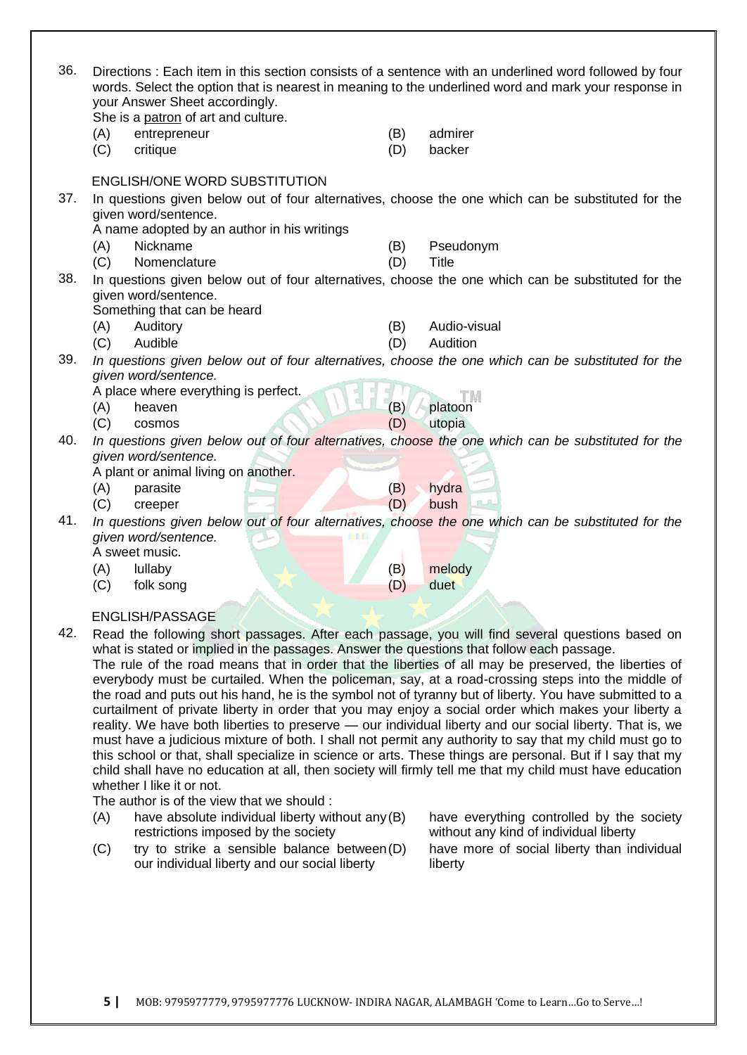36. Directions : Each item in this section consists of a sentence with an underlined word followed by four words. Select the option that is nearest in meaning to the underlined word and mark your response in your Answer Sheet accordingly.
She is a <u>patron</u> of art and culture.
(A) entrepreneur (B) admirer
(C) critique (D) backer

ENGLISH/ONE WORD SUBSTITUTION

37. In questions given below out of four alternatives, choose the one which can be substituted for the given word/sentence.
A name adopted by an author in his writings
(A) Nickname (B) Pseudonym
(C) Nomenclature (D) Title

38. In questions given below out of four alternatives, choose the one which can be substituted for the given word/sentence.
Something that can be heard
(A) Auditory (B) Audio-visual
(C) Audible (D) Audition

39. *In questions given below out of four alternatives, choose the one which can be substituted for the given word/sentence.*
A place where everything is perfect.
(A) heaven (B) platoon
(C) cosmos (D) utopia

40. *In questions given below out of four alternatives, choose the one which can be substituted for the given word/sentence.*
A plant or animal living on another.
(A) parasite (B) hydra
(C) creeper (D) bush

41. *In questions given below out of four alternatives, choose the one which can be substituted for the given word/sentence.*
A sweet music.
(A) lullaby (B) melody
(C) folk song (D) duet

ENGLISH/PASSAGE

42. Read the following short passages. After each passage, you will find several questions based on what is stated or implied in the passages. Answer the questions that follow each passage.
The rule of the road means that in order that the liberties of all may be preserved, the liberties of everybody must be curtailed. When the policeman, say, at a road-crossing steps into the middle of the road and puts out his hand, he is the symbol not of tyranny but of liberty. You have submitted to a curtailment of private liberty in order that you may enjoy a social order which makes your liberty a reality. We have both liberties to preserve — our individual liberty and our social liberty. That is, we must have a judicious mixture of both. I shall not permit any authority to say that my child must go to this school or that, shall specialize in science or arts. These things are personal. But if I say that my child shall have no education at all, then society will firmly tell me that my child must have education whether I like it or not.
The author is of the view that we should :
(A) have absolute individual liberty without any restrictions imposed by the society
(B) have everything controlled by the society without any kind of individual liberty
(C) try to strike a sensible balance between our individual liberty and our social liberty
(D) have more of social liberty than individual liberty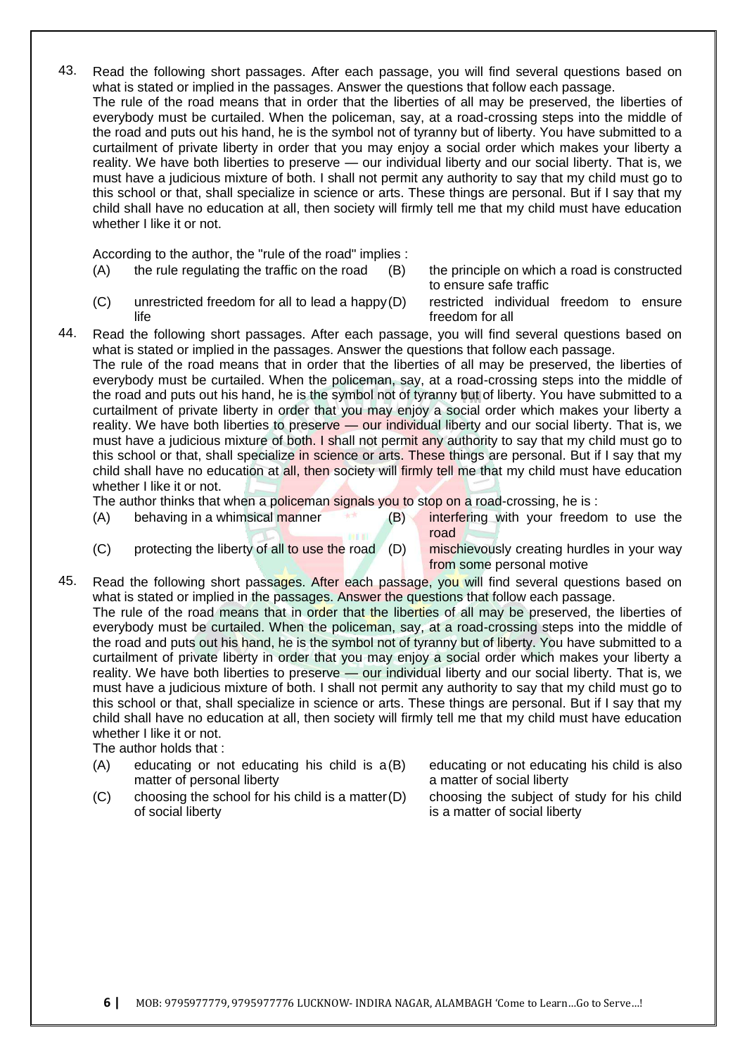43. Read the following short passages. After each passage, you will find several questions based on what is stated or implied in the passages. Answer the questions that follow each passage.

The rule of the road means that in order that the liberties of all may be preserved, the liberties of everybody must be curtailed. When the policeman, say, at a road-crossing steps into the middle of the road and puts out his hand, he is the symbol not of tyranny but of liberty. You have submitted to a curtailment of private liberty in order that you may enjoy a social order which makes your liberty a reality. We have both liberties to preserve — our individual liberty and our social liberty. That is, we must have a judicious mixture of both. I shall not permit any authority to say that my child must go to this school or that, shall specialize in science or arts. These things are personal. But if I say that my child shall have no education at all, then society will firmly tell me that my child must have education whether I like it or not.

According to the author, the "rule of the road" implies :

(A) the rule regulating the traffic on the road
(B) the principle on which a road is constructed to ensure safe traffic
(C) unrestricted freedom for all to lead a happy life
(D) restricted individual freedom to ensure freedom for all

44. Read the following short passages. After each passage, you will find several questions based on what is stated or implied in the passages. Answer the questions that follow each passage.

The rule of the road means that in order that the liberties of all may be preserved, the liberties of everybody must be curtailed. When the policeman, say, at a road-crossing steps into the middle of the road and puts out his hand, he is the symbol not of tyranny but of liberty. You have submitted to a curtailment of private liberty in order that you may enjoy a social order which makes your liberty a reality. We have both liberties to preserve — our individual liberty and our social liberty. That is, we must have a judicious mixture of both. I shall not permit any authority to say that my child must go to this school or that, shall specialize in science or arts. These things are personal. But if I say that my child shall have no education at all, then society will firmly tell me that my child must have education whether I like it or not.

The author thinks that when a policeman signals you to stop on a road-crossing, he is :

(A) behaving in a whimsical manner
(B) interfering with your freedom to use the road
(C) protecting the liberty of all to use the road
(D) mischievously creating hurdles in your way from some personal motive

45. Read the following short passages. After each passage, you will find several questions based on what is stated or implied in the passages. Answer the questions that follow each passage.

The rule of the road means that in order that the liberties of all may be preserved, the liberties of everybody must be curtailed. When the policeman, say, at a road-crossing steps into the middle of the road and puts out his hand, he is the symbol not of tyranny but of liberty. You have submitted to a curtailment of private liberty in order that you may enjoy a social order which makes your liberty a reality. We have both liberties to preserve — our individual liberty and our social liberty. That is, we must have a judicious mixture of both. I shall not permit any authority to say that my child must go to this school or that, shall specialize in science or arts. These things are personal. But if I say that my child shall have no education at all, then society will firmly tell me that my child must have education whether I like it or not.

The author holds that :

(A) educating or not educating his child is a matter of personal liberty
(B) educating or not educating his child is also a matter of social liberty
(C) choosing the school for his child is a matter of social liberty
(D) choosing the subject of study for his child is a matter of social liberty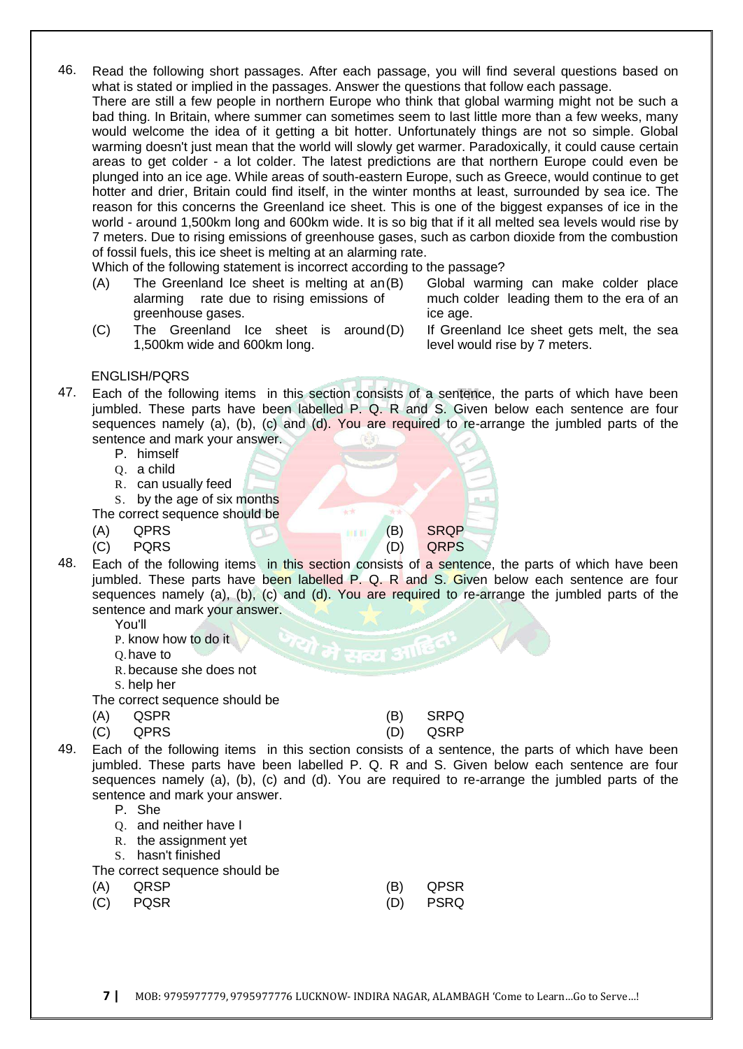46. Read the following short passages. After each passage, you will find several questions based on what is stated or implied in the passages. Answer the questions that follow each passage.

There are still a few people in northern Europe who think that global warming might not be such a bad thing. In Britain, where summer can sometimes seem to last little more than a few weeks, many would welcome the idea of it getting a bit hotter. Unfortunately things are not so simple. Global warming doesn't just mean that the world will slowly get warmer. Paradoxically, it could cause certain areas to get colder - a lot colder. The latest predictions are that northern Europe could even be plunged into an ice age. While areas of south-eastern Europe, such as Greece, would continue to get hotter and drier, Britain could find itself, in the winter months at least, surrounded by sea ice. The reason for this concerns the Greenland ice sheet. This is one of the biggest expanses of ice in the world - around 1,500km long and 600km wide. It is so big that if it all melted sea levels would rise by 7 meters. Due to rising emissions of greenhouse gases, such as carbon dioxide from the combustion of fossil fuels, this ice sheet is melting at an alarming rate.

Which of the following statement is incorrect according to the passage?

(A) The Greenland Ice sheet is melting at an alarming rate due to rising emissions of greenhouse gases.
(B) Global warming can make colder place much colder leading them to the era of an ice age.
(C) The Greenland Ice sheet is around 1,500km wide and 600km long.
(D) If Greenland Ice sheet gets melt, the sea level would rise by 7 meters.

ENGLISH/PQRS

47. Each of the following items in this section consists of a sentence, the parts of which have been jumbled. These parts have been labelled P. Q. R and S. Given below each sentence are four sequences namely (a), (b), (c) and (d). You are required to re-arrange the jumbled parts of the sentence and mark your answer.

P. himself
Q. a child
R. can usually feed
S. by the age of six months

The correct sequence should be

(A) QPRS
(B) SRQP
(C) PQRS
(D) QRPS

48. Each of the following items in this section consists of a sentence, the parts of which have been jumbled. These parts have been labelled P. Q. R and S. Given below each sentence are four sequences namely (a), (b), (c) and (d). You are required to re-arrange the jumbled parts of the sentence and mark your answer.

You'll
P. know how to do it
Q. have to
R. because she does not
S. help her

The correct sequence should be

(A) QSPR
(B) SRPQ
(C) QPRS
(D) QSRP

49. Each of the following items in this section consists of a sentence, the parts of which have been jumbled. These parts have been labelled P. Q. R and S. Given below each sentence are four sequences namely (a), (b), (c) and (d). You are required to re-arrange the jumbled parts of the sentence and mark your answer.

P. She
Q. and neither have I
R. the assignment yet
S. hasn't finished

The correct sequence should be

(A) QRSP
(B) QPSR
(C) PQSR
(D) PSRQ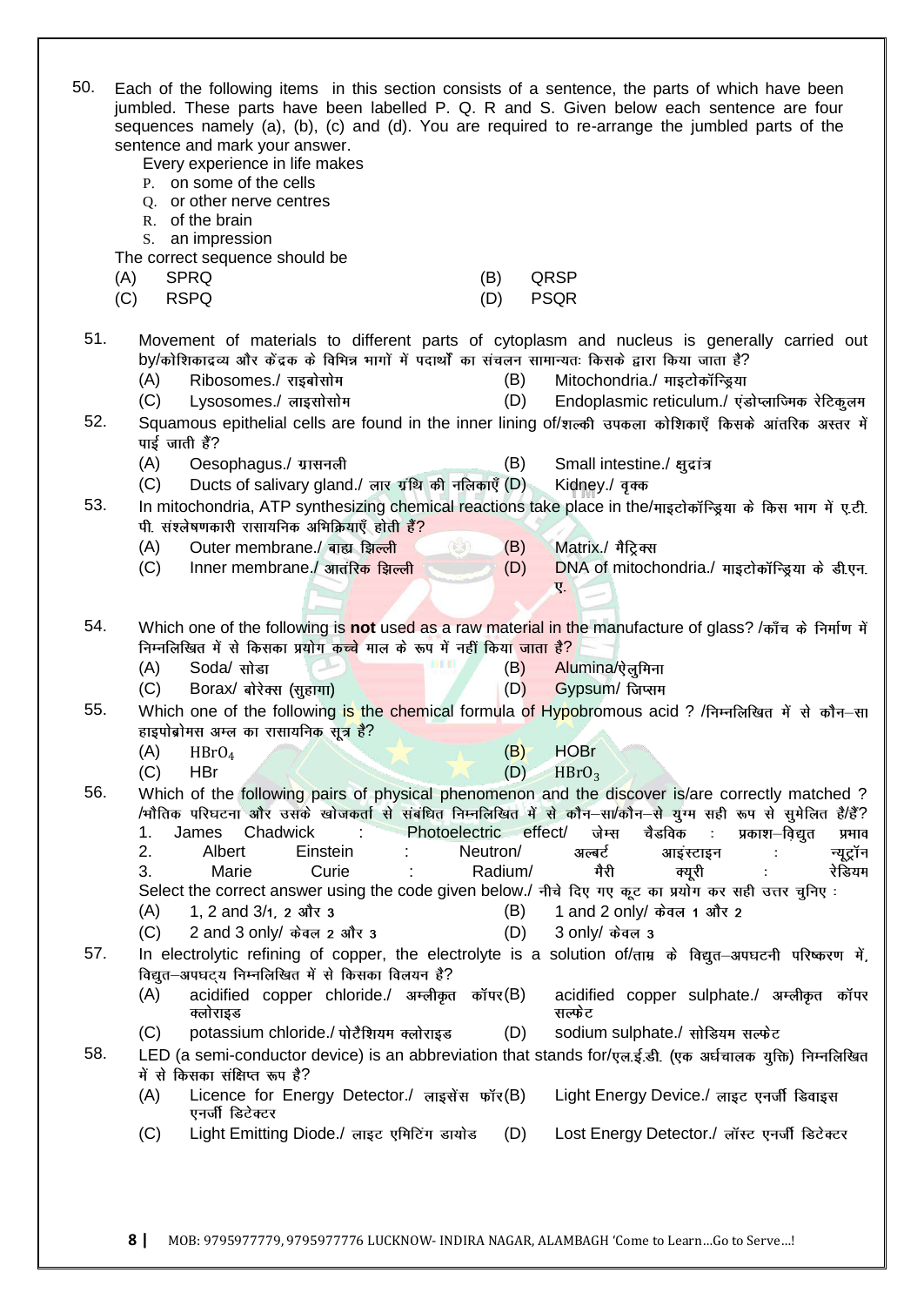50. Each of the following items in this section consists of a sentence, the parts of which have been jumbled. These parts have been labelled P. Q. R and S. Given below each sentence are four sequences namely (a), (b), (c) and (d). You are required to re-arrange the jumbled parts of the sentence and mark your answer.

Every experience in life makes
P. on some of the cells
Q. or other nerve centres
R. of the brain
S. an impression

The correct sequence should be

(A) SPRQ (B) QRSP
(C) RSPQ (D) PSQR

51. Movement of materials to different parts of cytoplasm and nucleus is generally carried out by/कोशिकाद्रव्य और केंद्रक के विभिन्न भागों में पदार्थों का संचलन सामान्यतः किसके द्वारा किया जाता है?

(A) Ribosomes./ राइबोसोम (B) Mitochondria./ माइटोकॉन्ड्रिया
(C) Lysosomes./ लाइसोसोम (D) Endoplasmic reticulum./ एंडोप्लाज्मिक रेटिकुलम

52. Squamous epithelial cells are found in the inner lining of/शल्की उपकला कोशिकाएँ किसके आंतरिक अस्तर में पाई जाती हैं?

(A) Oesophagus./ ग्रासनली (B) Small intestine./ क्षुद्रांत्र
(C) Ducts of salivary gland./ लार ग्रंथि की नलिकाएँ (D) Kidney./ वृक्क

53. In mitochondria, ATP synthesizing chemical reactions take place in the/माइटोकॉन्ड्रिया के किस भाग में ए.टी.पी. संश्लेषणकारी रासायनिक अभिक्रियाएँ होती हैं?

(A) Outer membrane./ बाह्य झिल्ली (B) Matrix./ मैट्रिक्स
(C) Inner membrane./ आतंरिक झिल्ली (D) DNA of mitochondria./ माइटोकॉन्ड्रिया के डी.एन.ए.

54. Which one of the following is **not** used as a raw material in the manufacture of glass? /काँच के निर्माण में निम्नलिखित में से किसका प्रयोग कच्चे माल के रूप में नहीं किया जाता है?

(A) Soda/ सोडा (B) Alumina/ऐलुमिना
(C) Borax/ बोरेक्स (सुहागा) (D) Gypsum/ जिप्सम

55. Which one of the following is the chemical formula of Hypobromous acid ? /निम्नलिखित में से कौन–सा हाइपोब्रोमस अम्ल का रासायनिक सूत्र है?

(A) $HBrO_4$ (B) HOBr
(C) HBr (D) $HBrO_3$

56. Which of the following pairs of physical phenomenon and the discover is/are correctly matched ? /भौतिक परिघटना और उसके खोजकर्ता से संबंधित निम्नलिखित में से कौन–सा/कौन–से युग्म सही रूप से सुमेलित है/हैं?

1. James Chadwick : Photoelectric effect/ जेम्स चैडविक : प्रकाश–विद्युत प्रभाव
2. Albert Einstein : Neutron/ अल्बर्ट आइंस्टाइन : न्यूट्रॉन
3. Marie Curie : Radium/ मैरी क्यूरी : रेडियम

Select the correct answer using the code given below./ नीचे दिए गए कूट का प्रयोग कर सही उत्तर चुनिए :

(A) 1, 2 and 3/1, 2 और 3 (B) 1 and 2 only/ केवल 1 और 2
(C) 2 and 3 only/ केवल 2 और 3 (D) 3 only/ केवल 3

57. In electrolytic refining of copper, the electrolyte is a solution of/ताम्र के विद्युत–अपघटनी परिष्करण में, विद्युत–अपघट्य निम्नलिखित में से किसका विलयन है?

(A) acidified copper chloride./ अम्लीकृत कॉपर क्लोराइड (B) acidified copper sulphate./ अम्लीकृत कॉपर सल्फेट
(C) potassium chloride./ पोटैशियम क्लोराइड (D) sodium sulphate./ सोडियम सल्फेट

58. LED (a semi-conductor device) is an abbreviation that stands for/एल.ई.डी. (एक अर्धचालक युक्ति) निम्नलिखित में से किसका संक्षिप्त रूप है?

(A) Licence for Energy Detector./ लाइसेंस फॉर एनर्जी डिटेक्टर (B) Light Energy Device./ लाइट एनर्जी डिवाइस
(C) Light Emitting Diode./ लाइट एमिटिंग डायोड (D) Lost Energy Detector./ लॉस्ट एनर्जी डिटेक्टर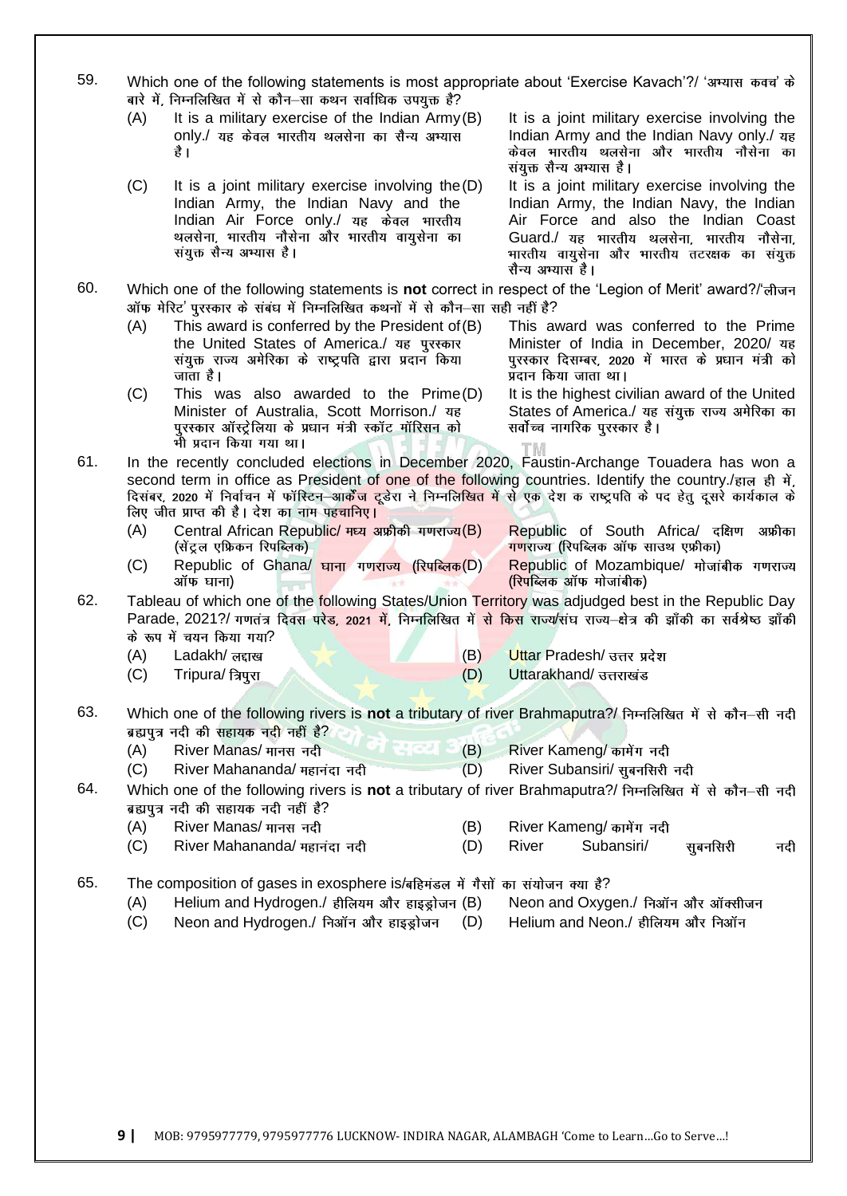59. Which one of the following statements is most appropriate about 'Exercise Kavach'?/ 'अभ्यास कवच' के बारे में, निम्नलिखित में से कौन–सा कथन सर्वाधिक उपयुक्त है?

(A) It is a military exercise of the Indian Army only./ यह केवल भारतीय थलसेना का सैन्य अभ्यास है।

(B) It is a joint military exercise involving the Indian Army and the Indian Navy only./ यह केवल भारतीय थलसेना और भारतीय नौसेना का संयुक्त सैन्य अभ्यास है।

(C) It is a joint military exercise involving the Indian Army, the Indian Navy and the Indian Air Force only./ यह केवल भारतीय थलसेना, भारतीय नौसेना और भारतीय वायुसेना का संयुक्त सैन्य अभ्यास है।

(D) It is a joint military exercise involving the Indian Army, the Indian Navy, the Indian Air Force and also the Indian Coast Guard./ यह भारतीय थलसेना, भारतीय नौसेना, भारतीय वायुसेना और भारतीय तटरक्षक का संयुक्त सैन्य अभ्यास है।

60. Which one of the following statements is **not** correct in respect of the 'Legion of Merit' award?/'लीजन ऑफ मेरिट' पुरस्कार के संबंध में निम्नलिखित कथनों में से कौन–सा सही नहीं है?

(A) This award is conferred by the President of the United States of America./ यह पुरस्कार संयुक्त राज्य अमेरिका के राष्ट्रपति द्वारा प्रदान किया जाता है।

(B) This award was conferred to the Prime Minister of India in December, 2020/ यह पुरस्कार दिसम्बर, 2020 में भारत के प्रधान मंत्री को प्रदान किया जाता था।

(C) This was also awarded to the Prime Minister of Australia, Scott Morrison./ यह पुरस्कार ऑस्ट्रेलिया के प्रधान मंत्री स्कॉट मॉरिसन को भी प्रदान किया गया था।

(D) It is the highest civilian award of the United States of America./ यह संयुक्त राज्य अमेरिका का सर्वोच्च नागरिक पुरस्कार है।

61. In the recently concluded elections in December 2020, Faustin-Archange Touadera has won a second term in office as President of one of the following countries. Identify the country./हाल ही में, दिसंबर, 2020 में निर्वाचन में फॉस्टिन–आर्केंज टूडेरा ने निम्नलिखित में से एक देश क राष्ट्रपति के पद हेतु दूसरे कार्यकाल के लिए जीत प्राप्त की है। देश का नाम पहचानिए।

(A) Central African Republic/ मध्य अफ्रीकी गणराज्य (सेंट्रल एफ्रिकन रिपब्लिक)

(B) Republic of South Africa/ दक्षिण अफ्रीका गणराज्य (रिपब्लिक ऑफ साउथ एफ्रीका)

(C) Republic of Ghana/ घाना गणराज्य (रिपब्लिक ऑफ घाना)

(D) Republic of Mozambique/ मोजांबीक गणराज्य (रिपब्लिक ऑफ मोजांबीक)

62. Tableau of which one of the following States/Union Territory was adjudged best in the Republic Day Parade, 2021?/ गणतंत्र दिवस परेड, 2021 में, निम्नलिखित में से किस राज्य/संघ राज्य–क्षेत्र की झाँकी का सर्वश्रेष्ठ झाँकी के रूप में चयन किया गया?

(A) Ladakh/ लद्दाख

(B) Uttar Pradesh/ उत्तर प्रदेश

(C) Tripura/ त्रिपुरा

(D) Uttarakhand/ उत्तराखंड

63. Which one of the following rivers is **not** a tributary of river Brahmaputra?/ निम्नलिखित में से कौन–सी नदी ब्रह्मपुत्र नदी की सहायक नदी नहीं है?

(A) River Manas/ मानस नदी

(B) River Kameng/ कामेंग नदी

(C) River Mahananda/ महानंदा नदी

(D) River Subansiri/ सुबनसिरी नदी

64. Which one of the following rivers is **not** a tributary of river Brahmaputra?/ निम्नलिखित में से कौन–सी नदी ब्रह्मपुत्र नदी की सहायक नदी नहीं है?

(A) River Manas/ मानस नदी

(B) River Kameng/ कामेंग नदी

(C) River Mahananda/ महानंदा नदी

(D) River Subansiri/ सुबनसिरी नदी

65. The composition of gases in exosphere is/बहिमंडल में गैसों का संयोजन क्या है?

(A) Helium and Hydrogen./ हीलियम और हाइड्रोजन

(B) Neon and Oxygen./ निऑन और ऑक्सीजन

(C) Neon and Hydrogen./ निऑन और हाइड्रोजन

(D) Helium and Neon./ हीलियम और निऑन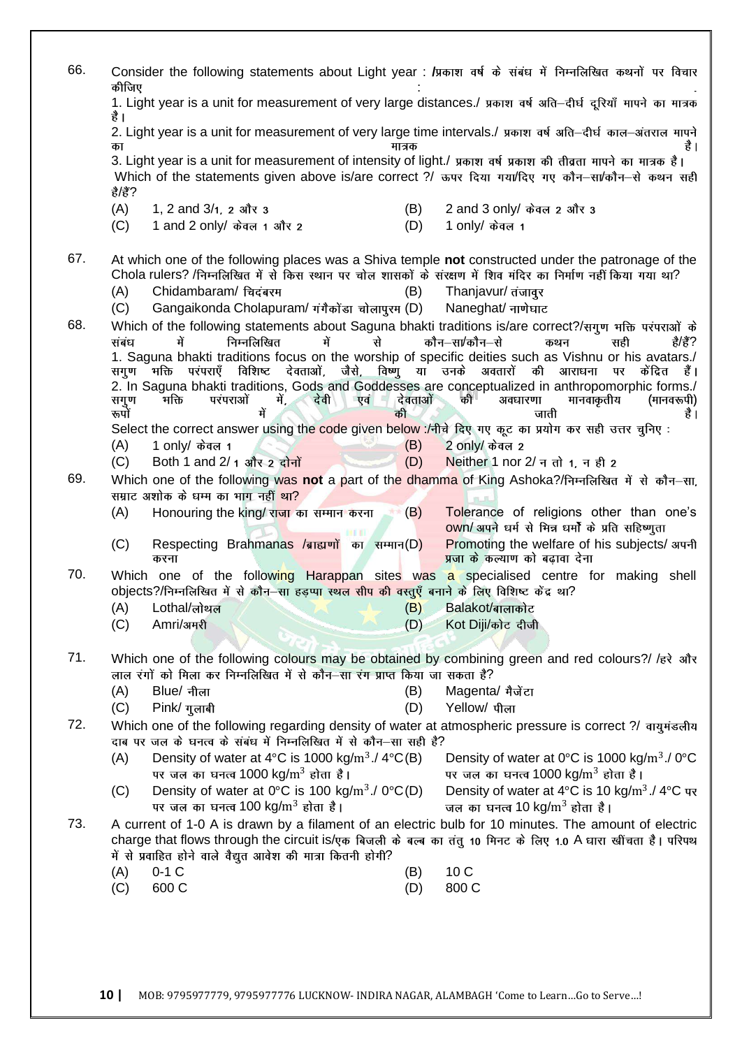66. Consider the following statements about Light year : /प्रकाश वर्ष के संबंध में निम्नलिखित कथनों पर विचार कीजिए :

1. Light year is a unit for measurement of very large distances./ प्रकाश वर्ष अति–दीर्घ दूरियाँ मापने का मात्रक है।
2. Light year is a unit for measurement of very large time intervals./ प्रकाश वर्ष अति–दीर्घ काल–अंतराल मापने का मात्रक है।
3. Light year is a unit for measurement of intensity of light./ प्रकाश वर्ष प्रकाश की तीव्रता मापने का मात्रक है।

Which of the statements given above is/are correct ?/ ऊपर दिया गया/दिए गए कौन–सा/कौन–से कथन सही है/हैं?

(A) 1, 2 and 3/1, 2 और 3
(B) 2 and 3 only/ केवल 2 और 3
(C) 1 and 2 only/ केवल 1 और 2
(D) 1 only/ केवल 1

67. At which one of the following places was a Shiva temple **not** constructed under the patronage of the Chola rulers? /निम्नलिखित में से किस स्थान पर चोल शासकों के संरक्षण में शिव मंदिर का निर्माण नहीं किया गया था?

(A) Chidambaram/ चिदंबरम
(B) Thanjavur/ तंजावुर
(C) Gangaikonda Cholapuram/ गंगैकोंडा चोलापुरम
(D) Naneghat/ नाणेघाट

68. Which of the following statements about Saguna bhakti traditions is/are correct?/सगुण भक्ति परंपराओं के संबंध में निम्नलिखित में से कौन–सा/कौन–से कथन सही है/हैं?

1. Saguna bhakti traditions focus on the worship of specific deities such as Vishnu or his avatars./ सगुण भक्ति परंपराएँ विशिष्ट देवताओं, जैसे, विष्णु या उनके अवतारों की आराधना पर केंद्रित हैं।
2. In Saguna bhakti traditions, Gods and Goddesses are conceptualized in anthropomorphic forms./ सगुण भक्ति परंपराओं में, देवी एवं देवताओं की अवधारणा मानवाकृतीय (मानवरूपी) रूपों में की जाती है।

Select the correct answer using the code given below :/नीचे दिए गए कूट का प्रयोग कर सही उत्तर चुनिए :

(A) 1 only/ केवल 1
(B) 2 only/ केवल 2
(C) Both 1 and 2/ 1 और 2 दोनों
(D) Neither 1 nor 2/ न तो 1, न ही 2

69. Which one of the following was **not** a part of the dhamma of King Ashoka?/निम्नलिखित में से कौन–सा, सम्राट अशोक के धम्म का भाग नहीं था?

(A) Honouring the king/ राजा का सम्मान करना
(B) Tolerance of religions other than one's own/ अपने धर्म से भिन्न धर्मों के प्रति सहिष्णुता
(C) Respecting Brahmanas /ब्राह्मणों का सम्मान करना
(D) Promoting the welfare of his subjects/ अपनी प्रजा के कल्याण को बढ़ावा देना

70. Which one of the following Harappan sites was a specialised centre for making shell objects?/निम्नलिखित में से कौन–सा हड़प्पा स्थल सीप की वस्तुएँ बनाने के लिए विशिष्ट केंद्र था?

(A) Lothal/लोथल
(B) Balakot/बालाकोट
(C) Amri/अमरी
(D) Kot Diji/कोट दीजी

71. Which one of the following colours may be obtained by combining green and red colours?/ /हरे और लाल रंगों को मिला कर निम्नलिखित में से कौन–सा रंग प्राप्त किया जा सकता है?

(A) Blue/ नीला
(B) Magenta/ मैजेंटा
(C) Pink/ गुलाबी
(D) Yellow/ पीला

72. Which one of the following regarding density of water at atmospheric pressure is correct ?/ वायुमंडलीय दाब पर जल के घनत्व के संबंध में निम्नलिखित में से कौन–सा सही है?

(A) Density of water at 4°C is 1000 kg/m$^3$./ 4°C पर जल का घनत्व 1000 kg/m$^3$ होता है।
(B) Density of water at 0°C is 1000 kg/m$^3$./ 0°C पर जल का घनत्व 1000 kg/m$^3$ होता है।
(C) Density of water at 0°C is 100 kg/m$^3$./ 0°C पर जल का घनत्व 100 kg/m$^3$ होता है।
(D) Density of water at 4°C is 10 kg/m$^3$./ 4°C पर जल का घनत्व 10 kg/m$^3$ होता है।

73. A current of 1-0 A is drawn by a filament of an electric bulb for 10 minutes. The amount of electric charge that flows through the circuit is/एक बिजली के बल्ब का तंतु 10 मिनट के लिए 1.0 A धारा खींचता है। परिपथ में से प्रवाहित होने वाले वैद्युत आवेश की मात्रा कितनी होगी?

(A) 0-1 C
(B) 10 C
(C) 600 C
(D) 800 C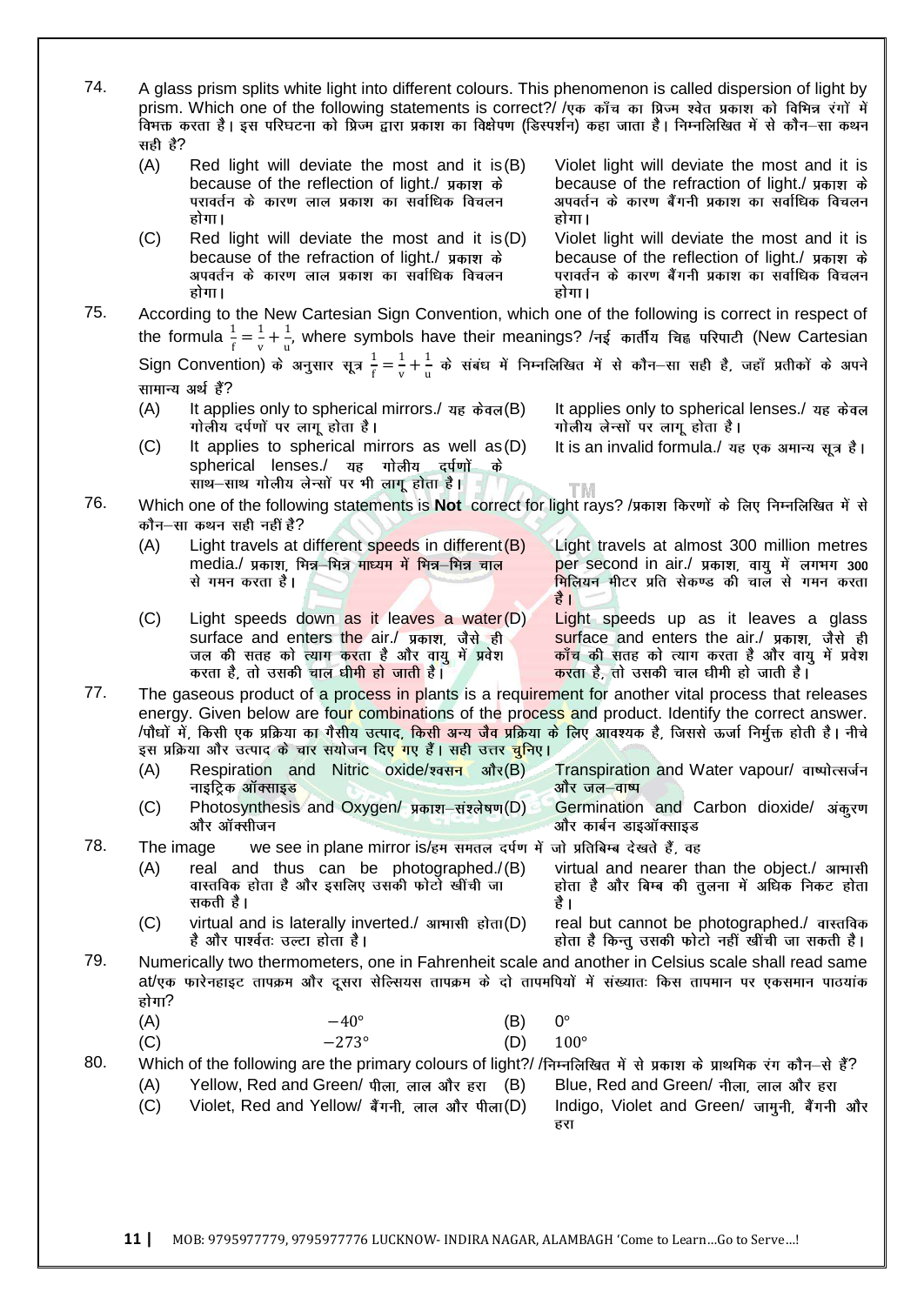74. A glass prism splits white light into different colours. This phenomenon is called dispersion of light by prism. Which one of the following statements is correct?/ /एक काँच का प्रिज्म श्वेत प्रकाश को विभिन्न रंगों में विभक्त करता है। इस परिघटना को प्रिज्म द्वारा प्रकाश का विक्षेपण (डिस्पर्शन) कहा जाता है। निम्नलिखित में से कौन–सा कथन सही है?

(A) Red light will deviate the most and it is because of the reflection of light./ प्रकाश के परावर्तन के कारण लाल प्रकाश का सर्वाधिक विचलन होगा।

(B) Violet light will deviate the most and it is because of the refraction of light./ प्रकाश के अपवर्तन के कारण बैंगनी प्रकाश का सर्वाधिक विचलन होगा।

(C) Red light will deviate the most and it is because of the refraction of light./ प्रकाश के अपवर्तन के कारण लाल प्रकाश का सर्वाधिक विचलन होगा।

(D) Violet light will deviate the most and it is because of the reflection of light./ प्रकाश के परावर्तन के कारण बैंगनी प्रकाश का सर्वाधिक विचलन होगा।

75. According to the New Cartesian Sign Convention, which one of the following is correct in respect of the formula $\frac{1}{f}=\frac{1}{v}+\frac{1}{u}$, where symbols have their meanings? /नई कार्तीय चिह्न परिपाटी (New Cartesian Sign Convention) के अनुसार सूत्र $\frac{1}{f}=\frac{1}{v}+\frac{1}{u}$ के संबंध में निम्नलिखित में से कौन–सा सही है, जहाँ प्रतीकों के अपने सामान्य अर्थ हैं?

(A) It applies only to spherical mirrors./ यह केवल गोलीय दर्पणों पर लागू होता है।

(B) It applies only to spherical lenses./ यह केवल गोलीय लेन्सों पर लागू होता है।

(C) It applies to spherical mirrors as well as spherical lenses./ यह गोलीय दर्पणों के साथ–साथ गोलीय लेन्सों पर भी लागू होता है।

(D) It is an invalid formula./ यह एक अमान्य सूत्र है।

76. Which one of the following statements is **Not** correct for light rays? /प्रकाश किरणों के लिए निम्नलिखित में से कौन–सा कथन सही नहीं है?

(A) Light travels at different speeds in different media./ प्रकाश, भिन्न–भिन्न माध्यम में भिन्न–भिन्न चाल से गमन करता है।

(B) Light travels at almost 300 million metres per second in air./ प्रकाश, वायु में लगभग 300 मिलियन मीटर प्रति सेकण्ड की चाल से गमन करता है।

(C) Light speeds down as it leaves a water surface and enters the air./ प्रकाश, जैसे ही जल की सतह को त्याग करता है और वायु में प्रवेश करता है, तो उसकी चाल धीमी हो जाती है।

(D) Light speeds up as it leaves a glass surface and enters the air./ प्रकाश, जैसे ही काँच की सतह को त्याग करता है और वायु में प्रवेश करता है, तो उसकी चाल धीमी हो जाती है।

77. The gaseous product of a process in plants is a requirement for another vital process that releases energy. Given below are four combinations of the process and product. Identify the correct answer. /पौधों में, किसी एक प्रक्रिया का गैसीय उत्पाद, किसी अन्य जैव प्रक्रिया के लिए आवश्यक है, जिससे ऊर्जा निर्मुक्त होती है। नीचे इस प्रक्रिया और उत्पाद के चार सयोजन दिए गए हैं। सही उत्तर चुनिए।

(A) Respiration and Nitric oxide/श्वसन और नाइट्रिक ऑक्साइड

(B) Transpiration and Water vapour/ वाष्पोत्सर्जन और जल–वाष्प

(C) Photosynthesis and Oxygen/ प्रकाश–संश्लेषण और ऑक्सीजन

(D) Germination and Carbon dioxide/ अंकुरण और कार्बन डाइऑक्साइड

78. The image we see in plane mirror is/हम समतल दर्पण में जो प्रतिबिम्ब देखते हैं, वह

(A) real and thus can be photographed./ वास्तविक होता है और इसलिए उसकी फोटो खींची जा सकती है।

(B) virtual and nearer than the object./ आभासी होता है और बिम्ब की तुलना में अधिक निकट होता है।

(C) virtual and is laterally inverted./ आभासी होता है और पार्श्वतः उल्टा होता है।

(D) real but cannot be photographed./ वास्तविक होता है किन्तु उसकी फोटो नहीं खींची जा सकती है।

79. Numerically two thermometers, one in Fahrenheit scale and another in Celsius scale shall read same at/एक फारेनहाइट तापक्रम और दूसरा सेल्सियस तापक्रम के दो तापमापियों में संख्यातः किस तापमान पर एकसमान पाठयांक होगा?

(A) $-40°$

(B) $0°$

(C) $-273°$

(D) $100°$

80. Which of the following are the primary colours of light?/ /निम्नलिखित में से प्रकाश के प्राथमिक रंग कौन–से हैं?

(A) Yellow, Red and Green/ पीला, लाल और हरा

(B) Blue, Red and Green/ नीला, लाल और हरा

(C) Violet, Red and Yellow/ बैंगनी, लाल और पीला

(D) Indigo, Violet and Green/ जामुनी, बैंगनी और हरा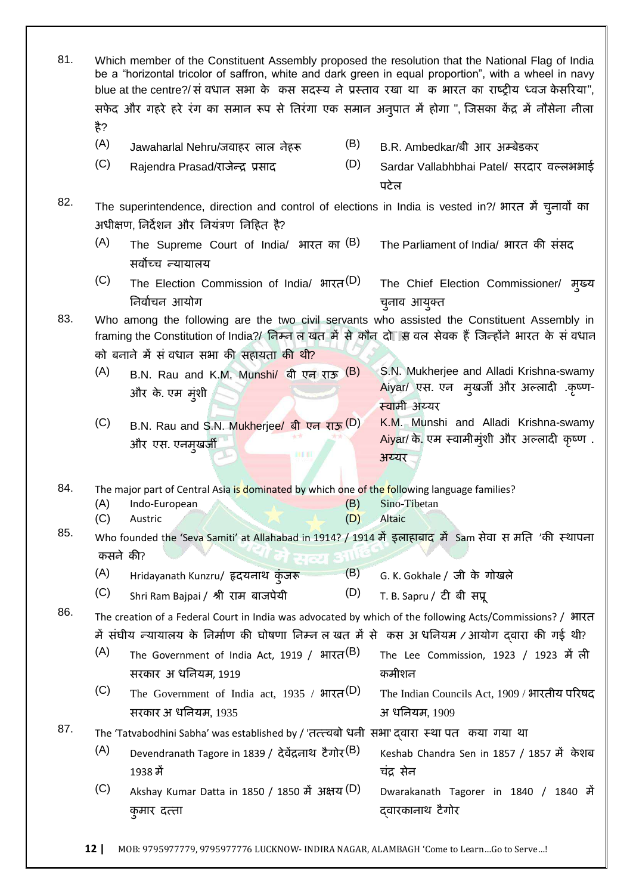81. Which member of the Constituent Assembly proposed the resolution that the National Flag of India be a "horizontal tricolor of saffron, white and dark green in equal proportion", with a wheel in navy blue at the centre?/ सं वधान सभा के कस सदस्य ने प्रस्ताव रखा था क भारत का राष्ट्रीय ध्वज केसरिया", सफेद और गहरे हरे रंग का समान रूप से तिरंगा एक समान अनुपात में होगा ", जिसका केंद्र में नौसेना नीला है?

    (A) Jawaharlal Nehru/जवाहर लाल नेहरू
    (B) B.R. Ambedkar/बी आर अम्बेडकर
    (C) Rajendra Prasad/राजेन्द्र प्रसाद
    (D) Sardar Vallabhbhai Patel/ सरदार वल्लभभाई पटेल

82. The superintendence, direction and control of elections in India is vested in?/ भारत में चुनावों का अधीक्षण, निर्देशन और नियंत्रण निहित है?

    (A) The Supreme Court of India/ भारत का सर्वोच्च न्यायालय
    (B) The Parliament of India/ भारत की संसद
    (C) The Election Commission of India/ भारत निर्वाचन आयोग
    (D) The Chief Election Commissioner/ मुख्य चुनाव आयुक्त

83. Who among the following are the two civil servants who assisted the Constituent Assembly in framing the Constitution of India?/ निम्न ल खत में से कौन दो स वल सेवक हैं जिन्होंने भारत के सं वधान को बनाने में सं वधान सभा की सहायता की थी?

    (A) B.N. Rau and K.M. Munshi/ बी एन राऊ और के. एम मुंशी
    (B) S.N. Mukherjee and Alladi Krishna-swamy Aiyar/ एस. एन मुखर्जी और अल्लादी .कृष्ण-स्वामी अय्यर
    (C) B.N. Rau and S.N. Mukherjee/ बी एन राऊ और एस. एनमुखर्जी
    (D) K.M. Munshi and Alladi Krishna-swamy Aiyar/ के. एम स्वामीमुंशी और अल्लादी कृष्ण . अय्यर

84. The major part of Central Asia is dominated by which one of the following language families?

    (A) Indo-European
    (B) Sino-Tibetan
    (C) Austric
    (D) Altaic

85. Who founded the 'Seva Samiti' at Allahabad in 1914? / 1914 में इलाहाबाद में Sam सेवा स म त 'की स्थापना कसने की?

    (A) Hridayanath Kunzru/ हृदयनाथ कुंजरू
    (B) G. K. Gokhale / जी के गोखले
    (C) Shri Ram Bajpai / श्री राम बाजपेयी
    (D) T. B. Sapru / टी बी सप्रू

86. The creation of a Federal Court in India was advocated by which of the following Acts/Commissions? / भारत में संघीय न्यायालय के निर्माण की घोषणा निम्न ल खत में से कस अ धनियम / आयोग द्वारा की गई थी?

    (A) The Government of India Act, 1919 / भारत सरकार अ धनियम, 1919
    (B) The Lee Commission, 1923 / 1923 में ली कमीशन
    (C) The Government of India act, 1935 / भारत सरकार अ धनियम, 1935
    (D) The Indian Councils Act, 1909 / भारतीय परिषद अ धनियम, 1909

87. The 'Tatvabodhini Sabha' was established by / 'तत्त्वबो धनी सभा' द्वारा स्था पत कया गया था

    (A) Devendranath Tagore in 1839 / देवेंद्रनाथ टैगोर 1938 में
    (B) Keshab Chandra Sen in 1857 / 1857 में केशब चंद्र सेन
    (C) Akshay Kumar Datta in 1850 / 1850 में अक्षय कुमार दत्ता
    (D) Dwarakanath Tagorer in 1840 / 1840 में द्वारकानाथ टैगोर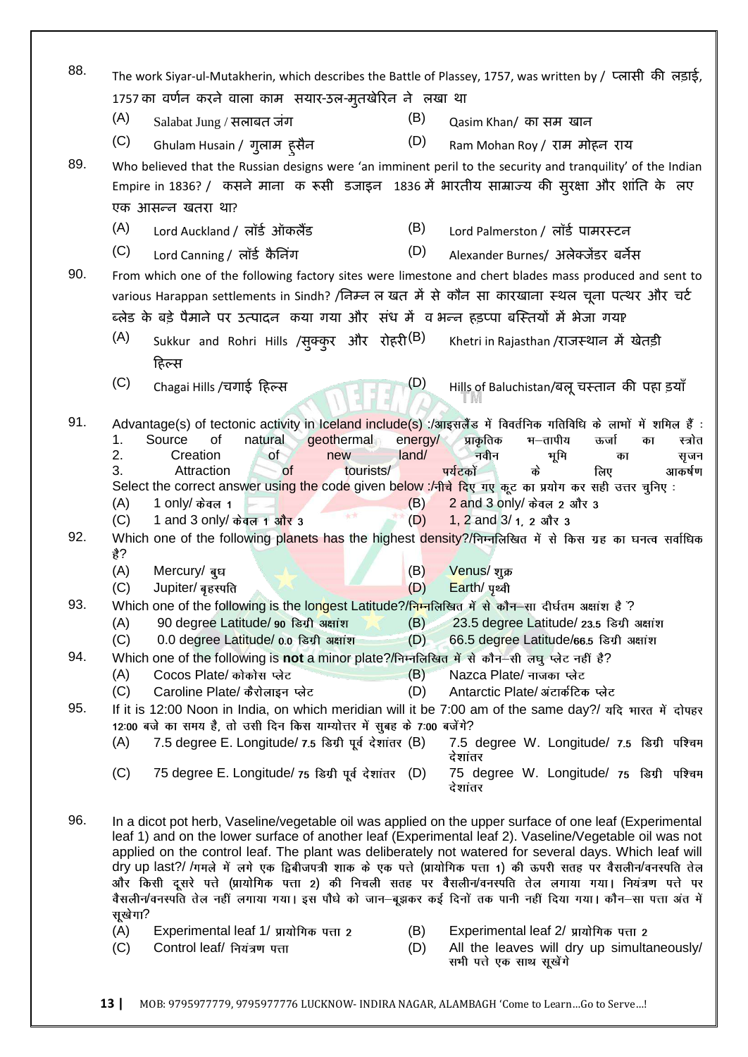88. The work Siyar-ul-Mutakherin, which describes the Battle of Plassey, 1757, was written by / प्लासी की लड़ाई, 1757 का वर्णन करने वाला काम सियार-उल-मुतखेरिन ने लिखा था

(A) Salabat Jung / सलाबत जंग
(B) Qasim Khan/ कासिम खान
(C) Ghulam Husain / गुलाम हुसैन
(D) Ram Mohan Roy / राम मोहन राय

89. Who believed that the Russian designs were 'an imminent peril to the security and tranquility' of the Indian Empire in 1836? / किसने माना कि रूसी डिजाइन 1836 में भारतीय साम्राज्य की सुरक्षा और शांति के लिए एक आसन्न खतरा था?

(A) Lord Auckland / लॉर्ड ऑकलैंड
(B) Lord Palmerston / लॉर्ड पामरस्टन
(C) Lord Canning / लॉर्ड कैनिंग
(D) Alexander Burnes/ अलेक्जेंडर बर्नेस

90. From which one of the following factory sites were limestone and chert blades mass produced and sent to various Harappan settlements in Sindh? /निम्नलिखित में से कौन सा कारखाना स्थल चूना पत्थर और चर्ट ब्लेड के बड़े पैमाने पर उत्पादन किया गया और सिंध में विभिन्न हड़प्पा बस्तियों में भेजा गया?

(A) Sukkur and Rohri Hills /सुक्कुर और रोहरी हिल्स
(B) Khetri in Rajasthan /राजस्थान में खेतड़ी
(C) Chagai Hills /चगाई हिल्स
(D) Hills of Baluchistan/बलूचिस्तान की पहाड़ियाँ

91. Advantage(s) of tectonic activity in Iceland include(s) :/आइसलैंड में विवर्तनिक गतिविधि के लाभों में शमिल हैं :

1. Source of natural geothermal energy/ प्राकृतिक भू–तापीय ऊर्जा का स्त्रोत
2. Creation of new land/ नवीन भूमि का सृजन
3. Attraction of tourists/ पर्यटकों के लिए आकर्षण

Select the correct answer using the code given below :/नीचे दिए गए कूट का प्रयोग कर सही उत्तर चुनिए :

(A) 1 only/ केवल 1
(B) 2 and 3 only/ केवल 2 और 3
(C) 1 and 3 only/ केवल 1 और 3
(D) 1, 2 and 3/ 1, 2 और 3

92. Which one of the following planets has the highest density?/निम्नलिखित में से किस ग्रह का घनत्व सर्वाधिक है?

(A) Mercury/ बुध
(B) Venus/ शुक्र
(C) Jupiter/ बृहस्पति
(D) Earth/ पृथ्वी

93. Which one of the following is the longest Latitude?/निम्नलिखित में से कौन–सा दीर्घतम अक्षांश है ?

(A) 90 degree Latitude/ 90 डिग्री अक्षांश
(B) 23.5 degree Latitude/ 23.5 डिग्री अक्षांश
(C) 0.0 degree Latitude/ 0.0 डिग्री अक्षांश
(D) 66.5 degree Latitude/66.5 डिग्री अक्षांश

94. Which one of the following is **not** a minor plate?/निम्नलिखित में से कौन–सी लघु प्लेट नहीं है?

(A) Cocos Plate/ कोकोस प्लेट
(B) Nazca Plate/ नाजका प्लेट
(C) Caroline Plate/ कैरोलाइन प्लेट
(D) Antarctic Plate/ अंटार्कटिक प्लेट

95. If it is 12:00 Noon in India, on which meridian will it be 7:00 am of the same day?/ यदि भारत में दोपहर 12:00 बजे का समय है, तो उसी दिन किस याम्योत्तर में सुबह के 7:00 बजेंगे?

(A) 7.5 degree E. Longitude/ 7.5 डिग्री पूर्व देशांतर
(B) 7.5 degree W. Longitude/ 7.5 डिग्री पश्चिम देशांतर
(C) 75 degree E. Longitude/ 75 डिग्री पूर्व देशांतर
(D) 75 degree W. Longitude/ 75 डिग्री पश्चिम देशांतर

96. In a dicot pot herb, Vaseline/vegetable oil was applied on the upper surface of one leaf (Experimental leaf 1) and on the lower surface of another leaf (Experimental leaf 2). Vaseline/Vegetable oil was not applied on the control leaf. The plant was deliberately not watered for several days. Which leaf will dry up last?/ गमले में लगे एक द्विबीजपत्री शाक के एक पत्ते (प्रायोगिक पत्ता 1) की ऊपरी सतह पर वैसलीन/वनस्पति तेल और किसी दूसरे पत्ते (प्रायोगिक पत्ता 2) की निचली सतह पर वैसलीन/वनस्पति तेल लगाया गया। नियंत्रण पत्ते पर वैसलीन/वनस्पति तेल नहीं लगाया गया। इस पौधे को जान–बूझकर कई दिनों तक पानी नहीं दिया गया। कौन–सा पत्ता अंत में सूखेगा?

(A) Experimental leaf 1/ प्रायोगिक पत्ता 2
(B) Experimental leaf 2/ प्रायोगिक पत्ता 2
(C) Control leaf/ नियंत्रण पत्ता
(D) All the leaves will dry up simultaneously/ सभी पत्ते एक साथ सूखेंगे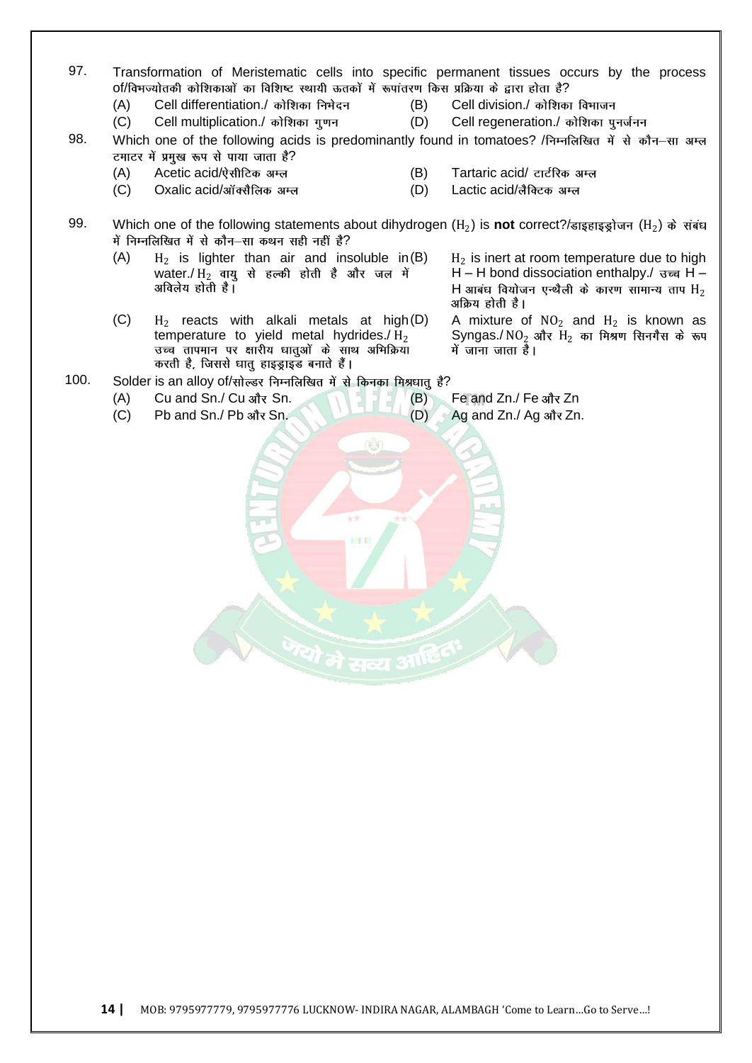97. Transformation of Meristematic cells into specific permanent tissues occurs by the process of/विभज्योतकी कोशिकाओं का विशिष्ट स्थायी ऊतकों में रूपांतरण किस प्रक्रिया के द्वारा होता है?

    (A) Cell differentiation./ कोशिका निभेदन
    (B) Cell division./ कोशिका विभाजन
    (C) Cell multiplication./ कोशिका गुणन
    (D) Cell regeneration./ कोशिका पुनर्जनन

98. Which one of the following acids is predominantly found in tomatoes? /निम्नलिखित में से कौन–सा अम्ल टमाटर में प्रमुख रूप से पाया जाता है?

    (A) Acetic acid/ऐसीटिक अम्ल
    (B) Tartaric acid/ टार्टरिक अम्ल
    (C) Oxalic acid/ऑक्सैलिक अम्ल
    (D) Lactic acid/लैक्टिक अम्ल

99. Which one of the following statements about dihydrogen ($H_2$) is **not** correct?/डाइहाइड्रोजन ($H_2$) के संबंध में निम्नलिखित में से कौन–सा कथन सही नहीं है?

    (A) $H_2$ is lighter than air and insoluble in water./ $H_2$ वायु से हल्की होती है और जल में अविलेय होती है।
    (B) $H_2$ is inert at room temperature due to high H – H bond dissociation enthalpy./ उच्च H – H आबंध वियोजन एन्थैली के कारण सामान्य ताप $H_2$ अक्रिय होती है।
    (C) $H_2$ reacts with alkali metals at high temperature to yield metal hydrides./ $H_2$ उच्च तापमान पर क्षारीय धातुओं के साथ अभिक्रिया करती है, जिससे धातु हाइड्राइड बनाते हैं।
    (D) A mixture of $NO_2$ and $H_2$ is known as Syngas./ $NO_2$ और $H_2$ का मिश्रण सिनगैस के रूप में जाना जाता है।

100. Solder is an alloy of/सोल्डर निम्नलिखित में से किनका मिश्रधातु है?

    (A) Cu and Sn./ Cu और Sn.
    (B) Fe and Zn./ Fe और Zn
    (C) Pb and Sn./ Pb और Sn.
    (D) Ag and Zn./ Ag और Zn.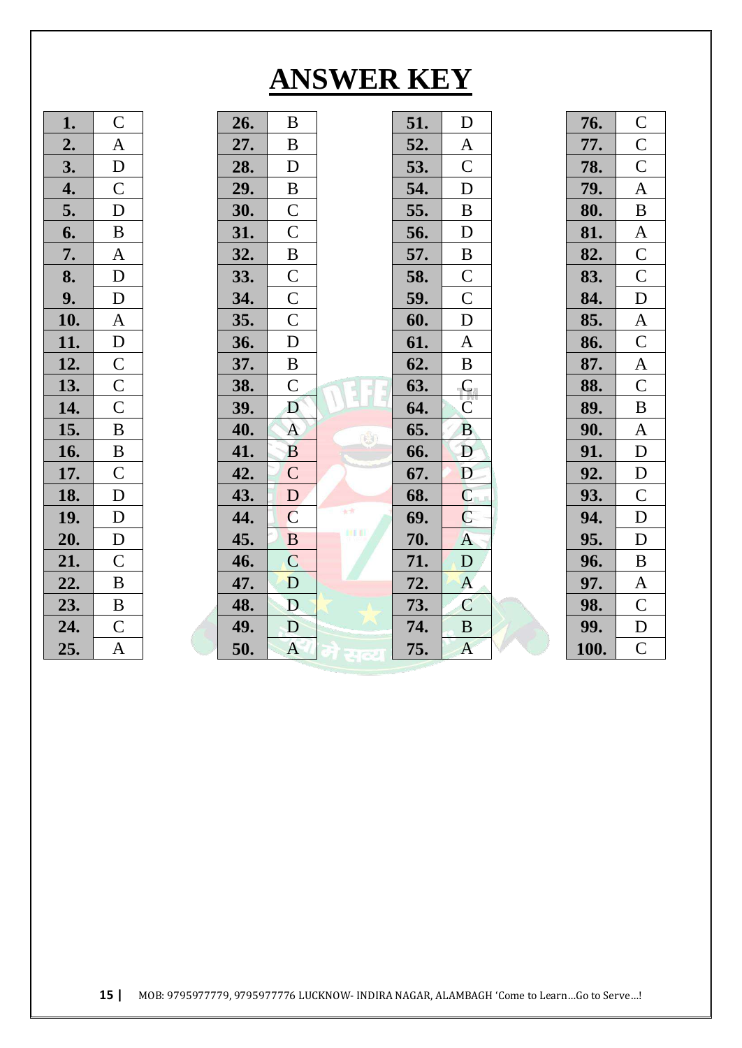# ANSWER KEY

| Q. | Ans | Q. | Ans | Q. | Ans | Q. | Ans |
|---|---|---|---|---|---|---|---|
| **1.** | C | **26.** | B | **51.** | D | **76.** | C |
| **2.** | A | **27.** | B | **52.** | A | **77.** | C |
| **3.** | D | **28.** | D | **53.** | C | **78.** | C |
| **4.** | C | **29.** | B | **54.** | D | **79.** | A |
| **5.** | D | **30.** | C | **55.** | B | **80.** | B |
| **6.** | B | **31.** | C | **56.** | D | **81.** | A |
| **7.** | A | **32.** | B | **57.** | B | **82.** | C |
| **8.** | D | **33.** | C | **58.** | C | **83.** | C |
| **9.** | D | **34.** | C | **59.** | C | **84.** | D |
| **10.** | A | **35.** | C | **60.** | D | **85.** | A |
| **11.** | D | **36.** | D | **61.** | A | **86.** | C |
| **12.** | C | **37.** | B | **62.** | B | **87.** | A |
| **13.** | C | **38.** | C | **63.** | C | **88.** | C |
| **14.** | C | **39.** | D | **64.** | C | **89.** | B |
| **15.** | B | **40.** | A | **65.** | B | **90.** | A |
| **16.** | B | **41.** | B | **66.** | D | **91.** | D |
| **17.** | C | **42.** | C | **67.** | D | **92.** | D |
| **18.** | D | **43.** | D | **68.** | C | **93.** | C |
| **19.** | D | **44.** | C | **69.** | C | **94.** | D |
| **20.** | D | **45.** | B | **70.** | A | **95.** | D |
| **21.** | C | **46.** | C | **71.** | D | **96.** | B |
| **22.** | B | **47.** | D | **72.** | A | **97.** | A |
| **23.** | B | **48.** | D | **73.** | C | **98.** | C |
| **24.** | C | **49.** | D | **74.** | B | **99.** | D |
| **25.** | A | **50.** | A | **75.** | A | **100.** | C |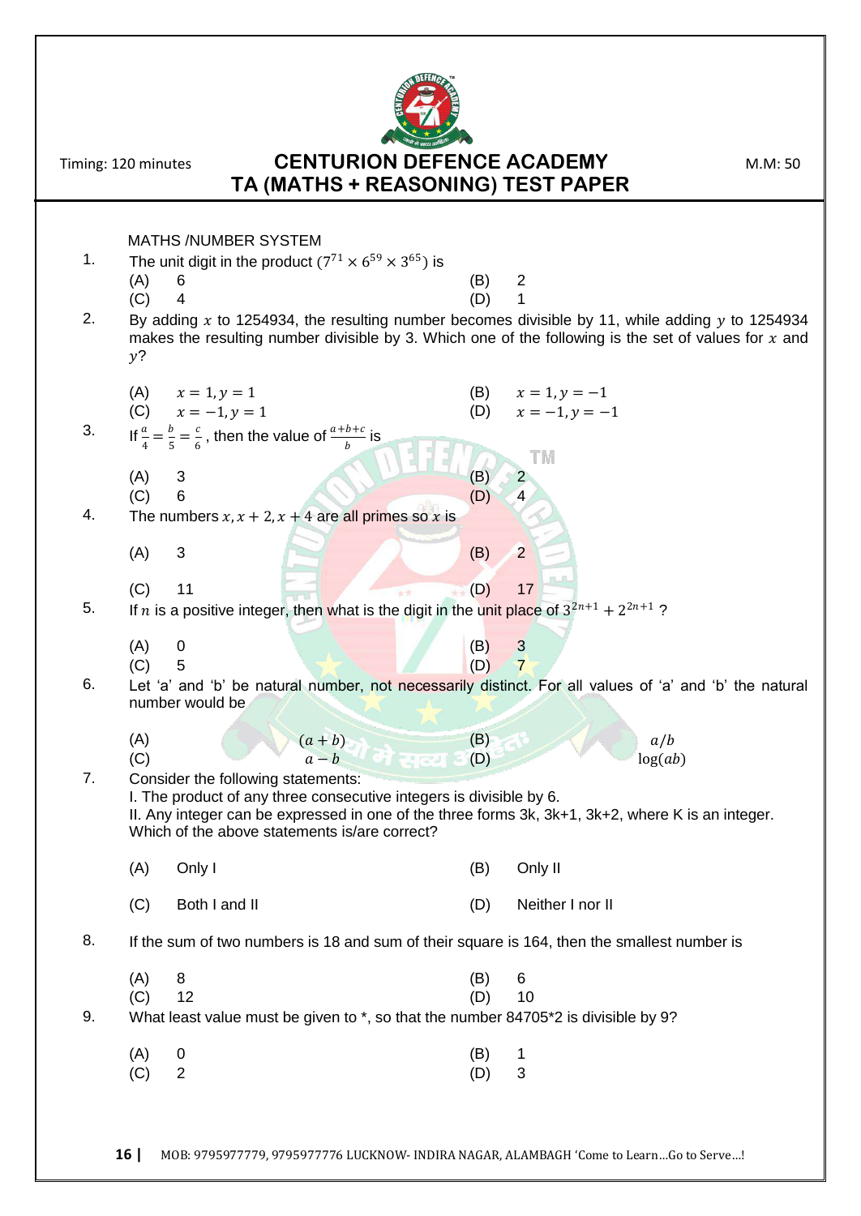Timing: 120 minutes

# CENTURION DEFENCE ACADEMY

## TA (MATHS + REASONING) TEST PAPER

M.M: 50

MATHS /NUMBER SYSTEM

1. The unit digit in the product $(7^{71} \times 6^{59} \times 3^{65})$ is
   (A) 6 (B) 2
   (C) 4 (D) 1

2. By adding $x$ to 1254934, the resulting number becomes divisible by 11, while adding $y$ to 1254934 makes the resulting number divisible by 3. Which one of the following is the set of values for $x$ and $y$?
   (A) $x = 1, y = 1$ (B) $x = 1, y = -1$
   (C) $x = -1, y = 1$ (D) $x = -1, y = -1$

3. If $\frac{a}{4} = \frac{b}{5} = \frac{c}{6}$, then the value of $\frac{a+b+c}{b}$ is
   (A) 3 (B) 2
   (C) 6 (D) 4

4. The numbers $x, x+2, x+4$ are all primes so $x$ is
   (A) 3 (B) 2
   (C) 11 (D) 17

5. If $n$ is a positive integer, then what is the digit in the unit place of $3^{2n+1} + 2^{2n+1}$ ?
   (A) 0 (B) 3
   (C) 5 (D) 7

6. Let 'a' and 'b' be natural number, not necessarily distinct. For all values of 'a' and 'b' the natural number would be
   (A) $(a + b)$ (B) $a/b$
   (C) $a - b$ (D) $\log(ab)$

7. Consider the following statements:
   I. The product of any three consecutive integers is divisible by 6.
   II. Any integer can be expressed in one of the three forms 3k, 3k+1, 3k+2, where K is an integer.
   Which of the above statements is/are correct?
   (A) Only I (B) Only II
   (C) Both I and II (D) Neither I nor II

8. If the sum of two numbers is 18 and sum of their square is 164, then the smallest number is
   (A) 8 (B) 6
   (C) 12 (D) 10

9. What least value must be given to *, so that the number 84705*2 is divisible by 9?
   (A) 0 (B) 1
   (C) 2 (D) 3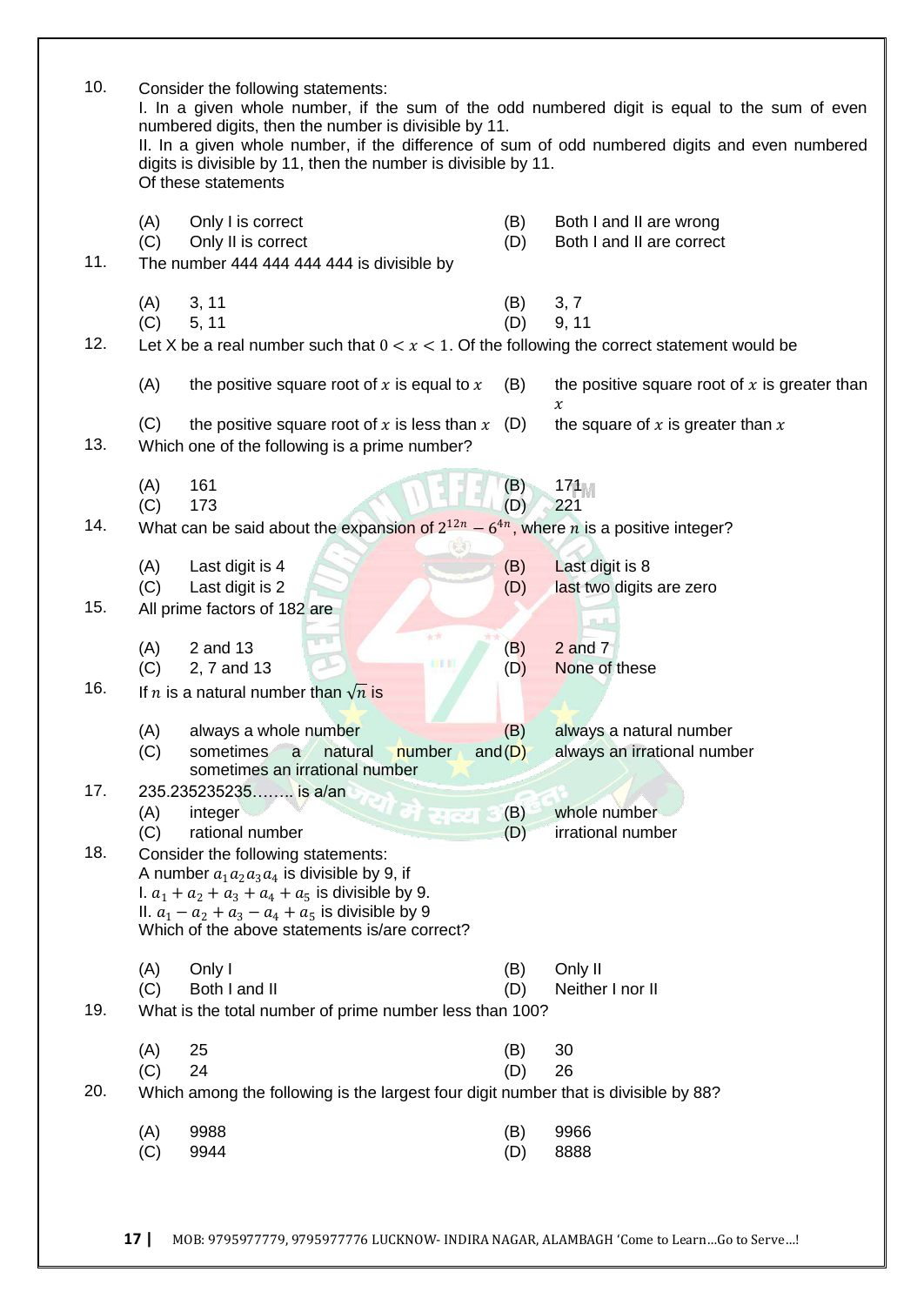10. Consider the following statements:
I. In a given whole number, if the sum of the odd numbered digit is equal to the sum of even numbered digits, then the number is divisible by 11.
II. In a given whole number, if the difference of sum of odd numbered digits and even numbered digits is divisible by 11, then the number is divisible by 11.
Of these statements

(A) Only I is correct
(B) Both I and II are wrong
(C) Only II is correct
(D) Both I and II are correct

11. The number 444 444 444 444 is divisible by

(A) 3, 11
(B) 3, 7
(C) 5, 11
(D) 9, 11

12. Let X be a real number such that $0 < x < 1$. Of the following the correct statement would be

(A) the positive square root of $x$ is equal to $x$
(B) the positive square root of $x$ is greater than $x$
(C) the positive square root of $x$ is less than $x$
(D) the square of $x$ is greater than $x$

13. Which one of the following is a prime number?

(A) 161
(B) 171
(C) 173
(D) 221

14. What can be said about the expansion of $2^{12n} - 6^{4n}$, where $n$ is a positive integer?

(A) Last digit is 4
(B) Last digit is 8
(C) Last digit is 2
(D) last two digits are zero

15. All prime factors of 182 are

(A) 2 and 13
(B) 2 and 7
(C) 2, 7 and 13
(D) None of these

16. If $n$ is a natural number than $\sqrt{n}$ is

(A) always a whole number
(B) always a natural number
(C) sometimes a natural number and sometimes an irrational number
(D) always an irrational number

17. 235.235235235…….. is a/an
(A) integer
(B) whole number
(C) rational number
(D) irrational number

18. Consider the following statements:
A number $a_1a_2a_3a_4$ is divisible by 9, if
I. $a_1 + a_2 + a_3 + a_4 + a_5$ is divisible by 9.
II. $a_1 - a_2 + a_3 - a_4 + a_5$ is divisible by 9
Which of the above statements is/are correct?

(A) Only I
(B) Only II
(C) Both I and II
(D) Neither I nor II

19. What is the total number of prime number less than 100?

(A) 25
(B) 30
(C) 24
(D) 26

20. Which among the following is the largest four digit number that is divisible by 88?

(A) 9988
(B) 9966
(C) 9944
(D) 8888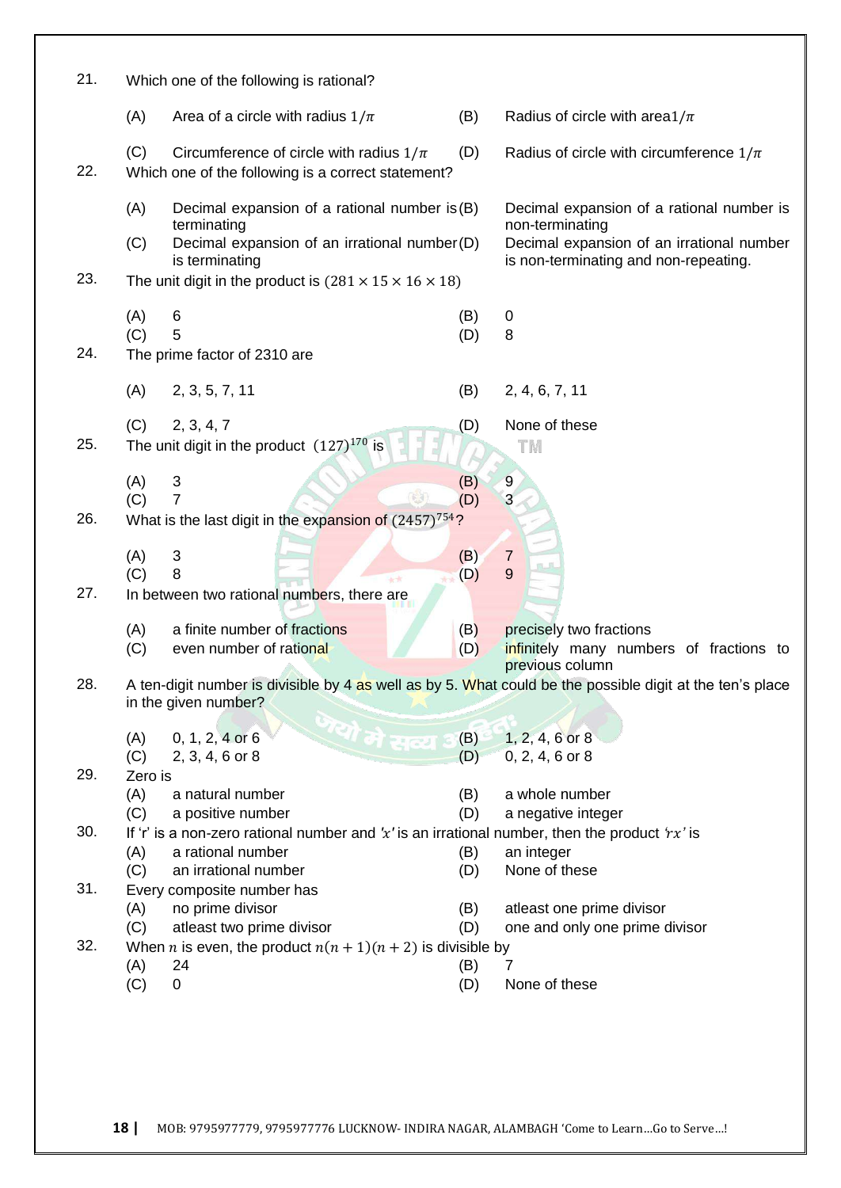21. Which one of the following is rational?

(A) Area of a circle with radius $1/\pi$
(B) Radius of circle with area$1/\pi$
(C) Circumference of circle with radius $1/\pi$
(D) Radius of circle with circumference $1/\pi$

22. Which one of the following is a correct statement?

(A) Decimal expansion of a rational number is terminating
(B) Decimal expansion of a rational number is non-terminating
(C) Decimal expansion of an irrational number is terminating
(D) Decimal expansion of an irrational number is non-terminating and non-repeating.

23. The unit digit in the product is $(281 \times 15 \times 16 \times 18)$

(A) 6
(B) 0
(C) 5
(D) 8

24. The prime factor of 2310 are

(A) 2, 3, 5, 7, 11
(B) 2, 4, 6, 7, 11
(C) 2, 3, 4, 7
(D) None of these

25. The unit digit in the product $(127)^{170}$ is

(A) 3
(B) 9
(C) 7
(D) 3

26. What is the last digit in the expansion of $(2457)^{754}$?

(A) 3
(B) 7
(C) 8
(D) 9

27. In between two rational numbers, there are

(A) a finite number of fractions
(B) precisely two fractions
(C) even number of rational
(D) infinitely many numbers of fractions to previous column

28. A ten-digit number is divisible by 4 as well as by 5. What could be the possible digit at the ten's place in the given number?

(A) 0, 1, 2, 4 or 6
(B) 1, 2, 4, 6 or 8
(C) 2, 3, 4, 6 or 8
(D) 0, 2, 4, 6 or 8

29. Zero is

(A) a natural number
(B) a whole number
(C) a positive number
(D) a negative integer

30. If 'r' is a non-zero rational number and '$x$' is an irrational number, then the product '$rx$' is

(A) a rational number
(B) an integer
(C) an irrational number
(D) None of these

31. Every composite number has

(A) no prime divisor
(B) atleast one prime divisor
(C) atleast two prime divisor
(D) one and only one prime divisor

32. When $n$ is even, the product $n(n+1)(n+2)$ is divisible by

(A) 24
(B) 7
(C) 0
(D) None of these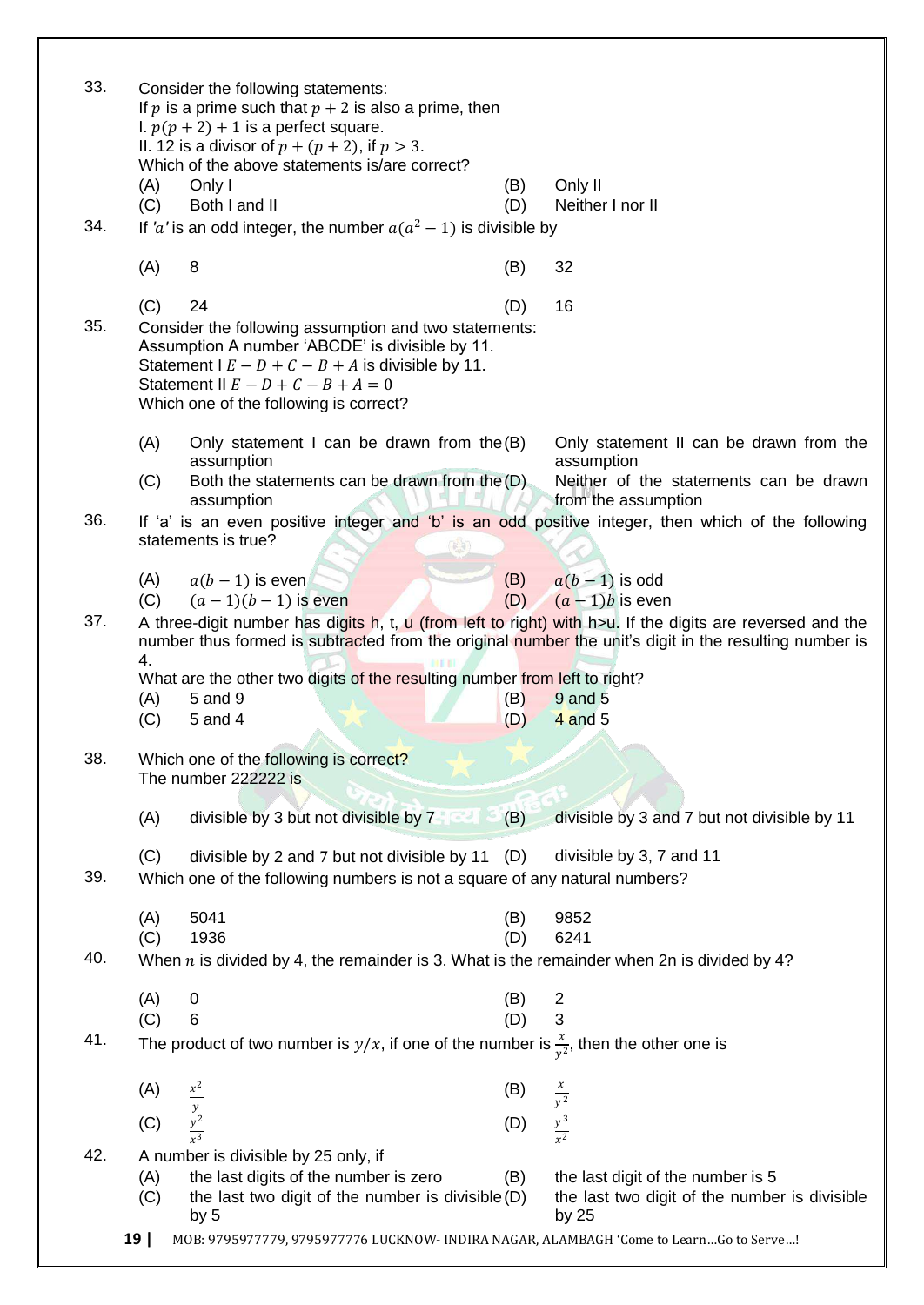33. Consider the following statements:
If $p$ is a prime such that $p + 2$ is also a prime, then
I. $p(p + 2) + 1$ is a perfect square.
II. 12 is a divisor of $p + (p + 2)$, if $p > 3$.
Which of the above statements is/are correct?
(A) Only I (B) Only II
(C) Both I and II (D) Neither I nor II

34. If $'a'$ is an odd integer, the number $a(a^2 - 1)$ is divisible by
(A) 8 (B) 32
(C) 24 (D) 16

35. Consider the following assumption and two statements:
Assumption A number 'ABCDE' is divisible by 11.
Statement I $E - D + C - B + A$ is divisible by 11.
Statement II $E - D + C - B + A = 0$
Which one of the following is correct?
(A) Only statement I can be drawn from the assumption
(B) Only statement II can be drawn from the assumption
(C) Both the statements can be drawn from the assumption
(D) Neither of the statements can be drawn from the assumption

36. If 'a' is an even positive integer and 'b' is an odd positive integer, then which of the following statements is true?
(A) $a(b - 1)$ is even (B) $a(b - 1)$ is odd
(C) $(a - 1)(b - 1)$ is even (D) $(a - 1)b$ is even

37. A three-digit number has digits h, t, u (from left to right) with h>u. If the digits are reversed and the number thus formed is subtracted from the original number the unit's digit in the resulting number is 4.
What are the other two digits of the resulting number from left to right?
(A) 5 and 9 (B) 9 and 5
(C) 5 and 4 (D) 4 and 5

38. Which one of the following is correct?
The number 222222 is
(A) divisible by 3 but not divisible by 7
(B) divisible by 3 and 7 but not divisible by 11
(C) divisible by 2 and 7 but not divisible by 11
(D) divisible by 3, 7 and 11

39. Which one of the following numbers is not a square of any natural numbers?
(A) 5041 (B) 9852
(C) 1936 (D) 6241

40. When $n$ is divided by 4, the remainder is 3. What is the remainder when 2n is divided by 4?
(A) 0 (B) 2
(C) 6 (D) 3

41. The product of two number is $y/x$, if one of the number is $\frac{x}{y^2}$, then the other one is
(A) $\frac{x^2}{y}$ (B) $\frac{x}{y^2}$
(C) $\frac{y^2}{x^3}$ (D) $\frac{y^3}{x^2}$

42. A number is divisible by 25 only, if
(A) the last digits of the number is zero
(B) the last digit of the number is 5
(C) the last two digit of the number is divisible by 5
(D) the last two digit of the number is divisible by 25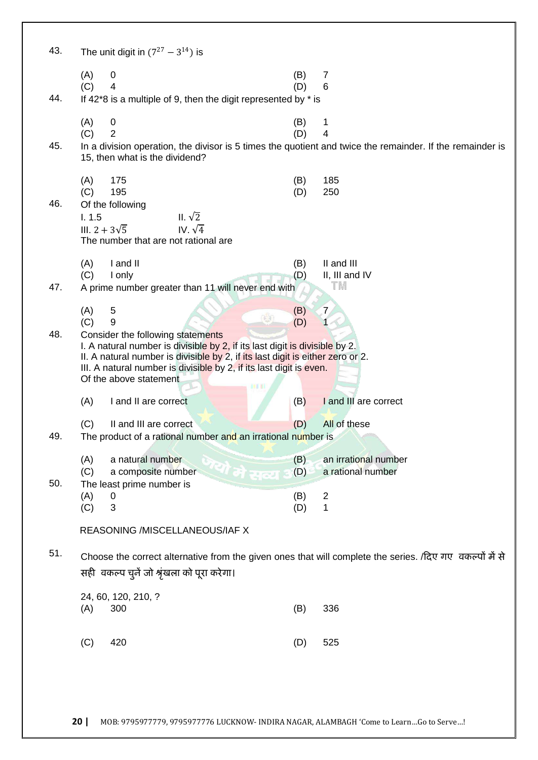43. The unit digit in $(7^{27} - 3^{14})$ is

(A) 0 (B) 7
(C) 4 (D) 6

44. If 42*8 is a multiple of 9, then the digit represented by * is

(A) 0 (B) 1
(C) 2 (D) 4

45. In a division operation, the divisor is 5 times the quotient and twice the remainder. If the remainder is 15, then what is the dividend?

(A) 175 (B) 185
(C) 195 (D) 250

46. Of the following
I. 1.5 II. $\sqrt{2}$
III. $2 + 3\sqrt{5}$ IV. $\sqrt{4}$
The number that are not rational are

(A) I and II (B) II and III
(C) I only (D) II, III and IV

47. A prime number greater than 11 will never end with

(A) 5 (B) 7
(C) 9 (D) 1

48. Consider the following statements
I. A natural number is divisible by 2, if its last digit is divisible by 2.
II. A natural number is divisible by 2, if its last digit is either zero or 2.
III. A natural number is divisible by 2, if its last digit is even.
Of the above statement

(A) I and II are correct (B) I and III are correct

(C) II and III are correct (D) All of these

49. The product of a rational number and an irrational number is

(A) a natural number (B) an irrational number
(C) a composite number (D) a rational number

50. The least prime number is
(A) 0 (B) 2
(C) 3 (D) 1

REASONING /MISCELLANEOUS/IAF X

51. Choose the correct alternative from the given ones that will complete the series. /दिए गए वकल्पों में से सही वकल्प चुनें जो श्रृंखला को पूरा करेगा।

24, 60, 120, 210, ?
(A) 300 (B) 336

(C) 420 (D) 525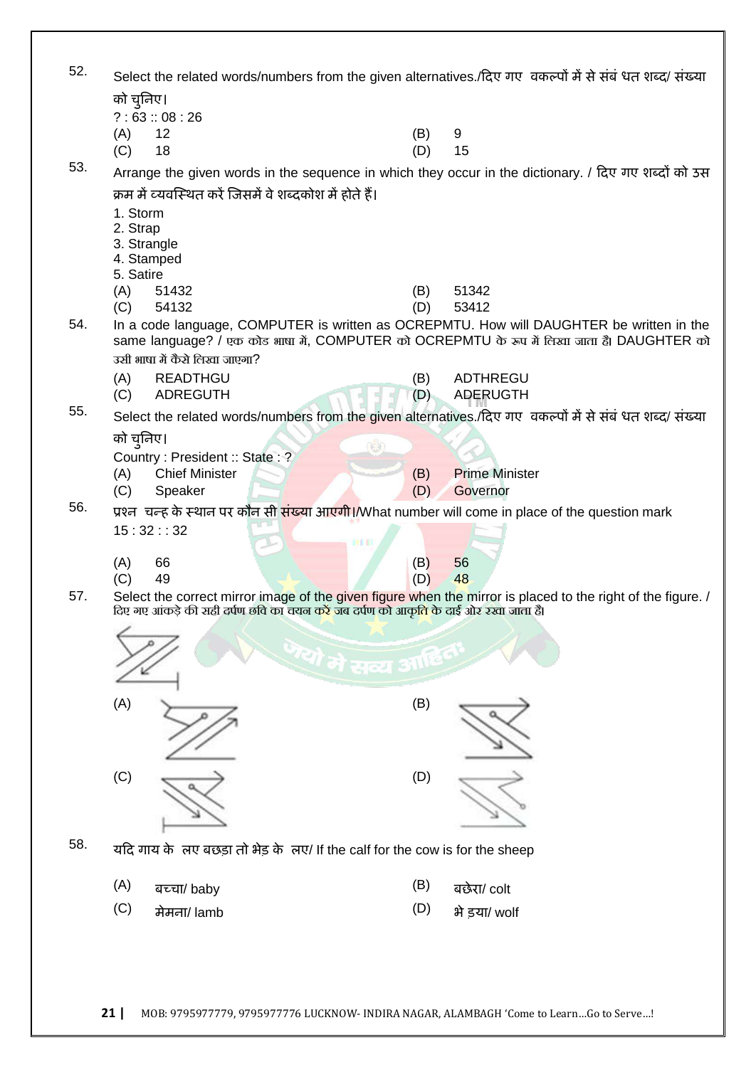52. Select the related words/numbers from the given alternatives./दिए गए  वकल्पों में से संबं धत शब्द/ संख्या को चुनिए।

? : 63 :: 08 : 26

(A) 12 (B) 9

(C) 18 (D) 15

53. Arrange the given words in the sequence in which they occur in the dictionary. / दिए गए शब्दों को उस क्रम में व्यवस्थित करें जिसमें वे शब्दकोश में होते हैं।

1. Storm
2. Strap
3. Strangle
4. Stamped
5. Satire

(A) 51432 (B) 51342

(C) 54132 (D) 53412

54. In a code language, COMPUTER is written as OCREPMTU. How will DAUGHTER be written in the same language? / एक कोड भाषा में, COMPUTER को OCREPMTU के रूप में लिखा जाता है। DAUGHTER को उसी भाषा में कैसे लिखा जाएगा?

(A) READTHGU (B) ADTHREGU

(C) ADREGUTH (D) ADERUGTH

55. Select the related words/numbers from the given alternatives./दिए गए  वकल्पों में से संबं धत शब्द/ संख्या को चुनिए।

Country : President :: State : ?

(A) Chief Minister (B) Prime Minister

(C) Speaker (D) Governor

56. प्रश्न  चन्ह के स्थान पर कौन सी संख्या आएगी।/What number will come in place of the question mark

15 : 32 : : 32

(A) 66 (B) 56

(C) 49 (D) 48

57. Select the correct mirror image of the given figure when the mirror is placed to the right of the figure. / दिए गए आंकड़े की सही दर्पण छवि का चयन करें जब दर्पण को आकृति के दाईं ओर रखा जाता है।

(A) (B)

(C) (D)

58. यदि गाय के  लए बछड़ा तो भेड़ के  लए/ If the calf for the cow is for the sheep

(A) बच्चा/ baby (B) बछेरा/ colt

(C) मेमना/ lamb (D) भे ड़या/ wolf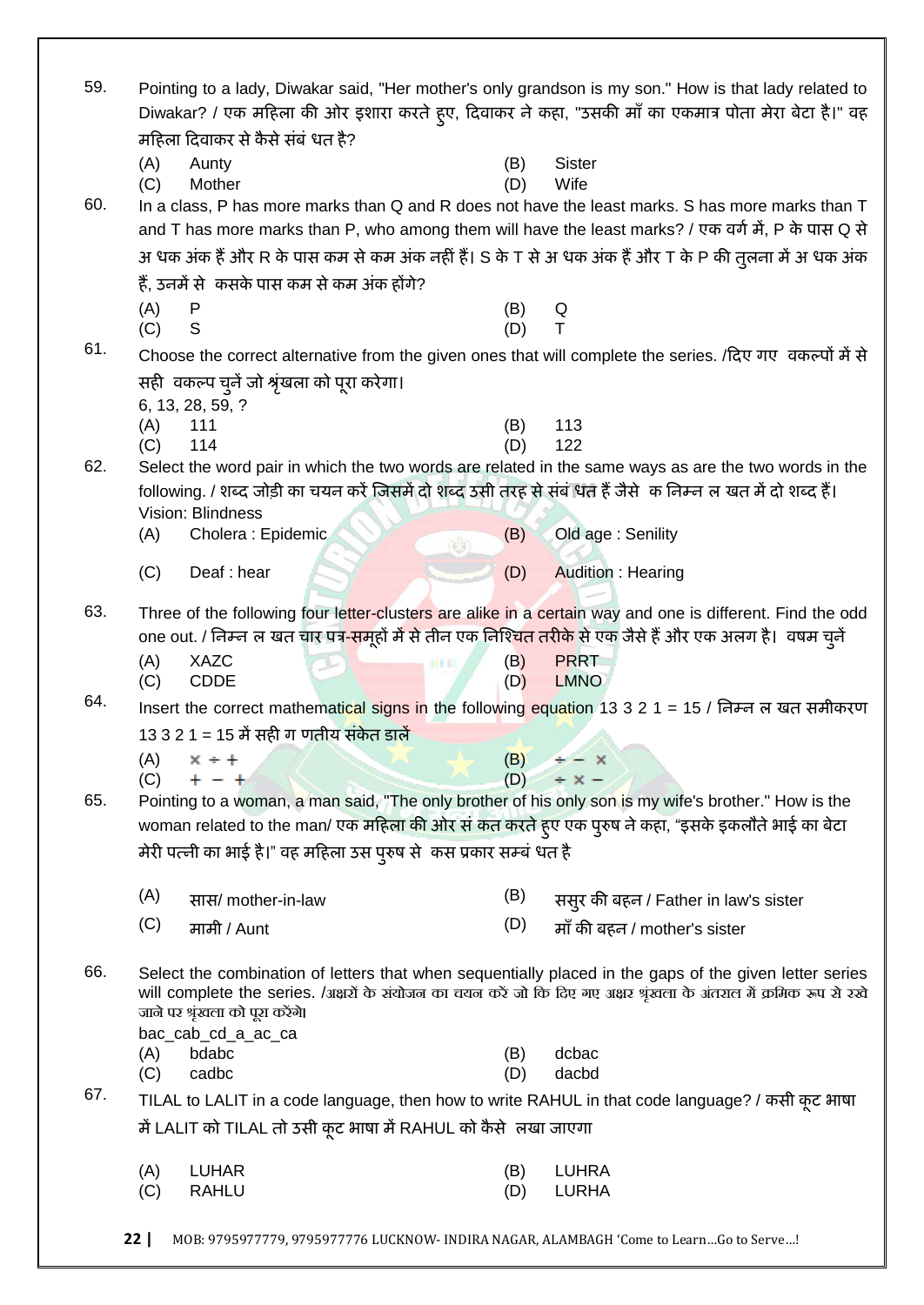59. Pointing to a lady, Diwakar said, "Her mother's only grandson is my son." How is that lady related to Diwakar? / एक महिला की ओर इशारा करते हुए, दिवाकर ने कहा, "उसकी माँ का एकमात्र पोता मेरा बेटा है।" वह महिला दिवाकर से कैसे संबंधित है?

    (A) Aunty  (B) Sister
    (C) Mother  (D) Wife

60. In a class, P has more marks than Q and R does not have the least marks. S has more marks than T and T has more marks than P, who among them will have the least marks? / एक वर्ग में, P के पास Q से अधिक अंक हैं और R के पास कम से कम अंक नहीं हैं। S के T से अधिक अंक हैं और T के P की तुलना में अधिक अंक हैं, उनमें से किसके पास कम से कम अंक होंगे?

    (A) P  (B) Q
    (C) S  (D) T

61. Choose the correct alternative from the given ones that will complete the series. /दिए गए विकल्पों में से सही विकल्प चुनें जो श्रृंखला को पूरा करेगा।

    6, 13, 28, 59, ?

    (A) 111  (B) 113
    (C) 114  (D) 122

62. Select the word pair in which the two words are related in the same ways as are the two words in the following. / शब्द जोड़ी का चयन करें जिसमें दो शब्द उसी तरह से संबंधित हैं जैसे कि निम्नलिखित में दो शब्द हैं।

    Vision: Blindness

    (A) Cholera : Epidemic  (B) Old age : Senility
    (C) Deaf : hear  (D) Audition : Hearing

63. Three of the following four letter-clusters are alike in a certain way and one is different. Find the odd one out. / निम्नलिखित चार पत्र-समूहों में से तीन एक निश्चित तरीके से एक जैसे हैं और एक अलग है। विषम चुनें

    (A) XAZC  (B) PRRT
    (C) CDDE  (D) LMNO

64. Insert the correct mathematical signs in the following equation 13 3 2 1 = 15 / निम्नलिखित समीकरण 13 3 2 1 = 15 में सही गणितीय संकेत डालें

    (A) × ÷ +  (B) ÷ − ×
    (C) + − +  (D) ÷ × −

65. Pointing to a woman, a man said, "The only brother of his only son is my wife's brother." How is the woman related to the man/ एक महिला की ओर संकेत करते हुए एक पुरुष ने कहा, "इसके इकलौते भाई का बेटा मेरी पत्नी का भाई है।" वह महिला उस पुरुष से किस प्रकार सम्बंधित है

    (A) सास/ mother-in-law  (B) ससुर की बहन / Father in law's sister
    (C) मामी / Aunt  (D) माँ की बहन / mother's sister

66. Select the combination of letters that when sequentially placed in the gaps of the given letter series will complete the series. /अक्षरों के संयोजन का चयन करें जो कि दिए गए अक्षर श्रृंखला के अंतराल में क्रमिक रूप से रखे जाने पर श्रृंखला को पूरा करेंगे।

    bac_cab_cd_a_ac_ca

    (A) bdabc  (B) dcbac
    (C) cadbc  (D) dacbd

67. TILAL to LALIT in a code language, then how to write RAHUL in that code language? / किसी कूट भाषा में LALIT को TILAL तो उसी कूट भाषा में RAHUL को कैसे लिखा जाएगा

    (A) LUHAR  (B) LUHRA
    (C) RAHLU  (D) LURHA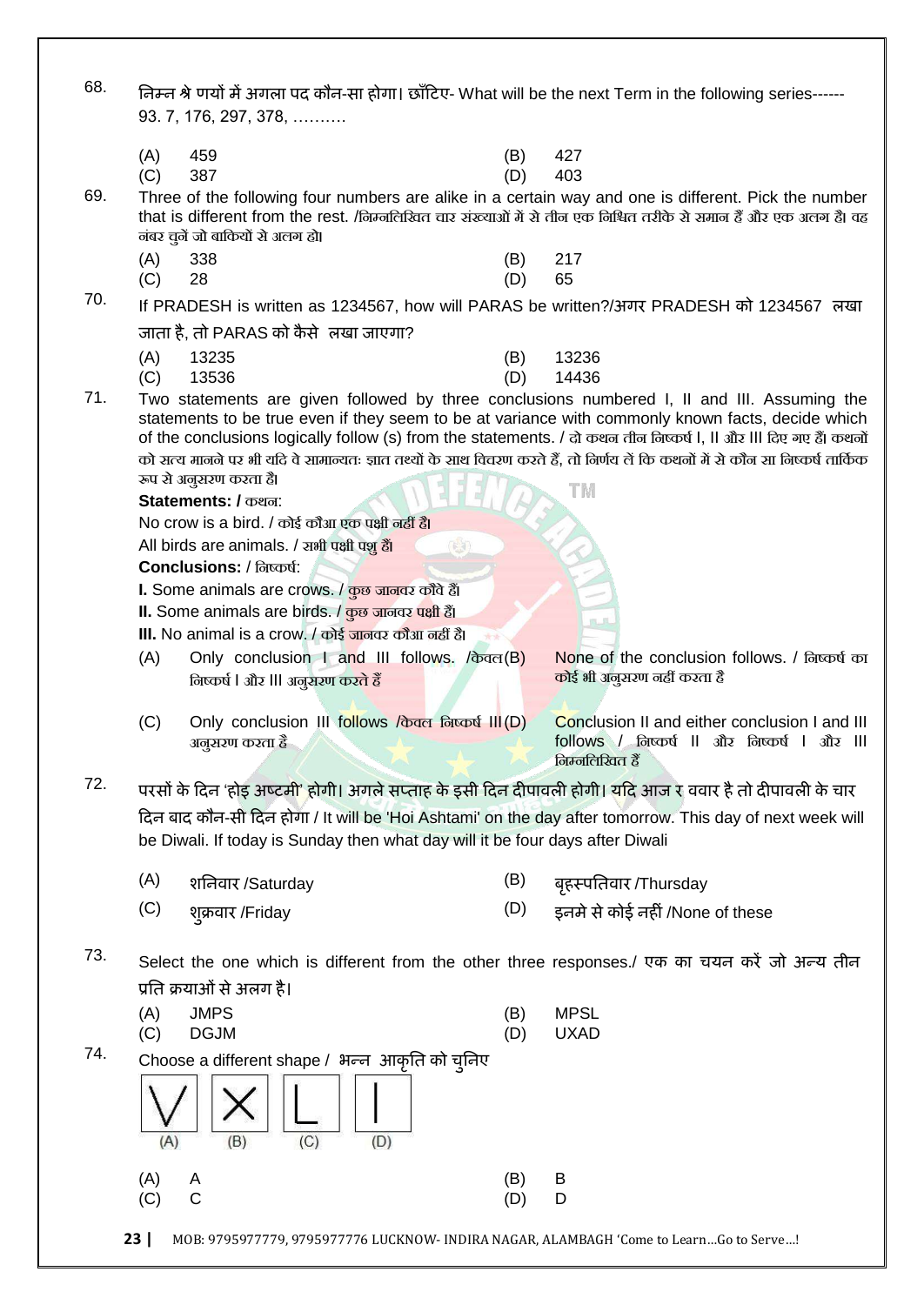68. निम्न श्रे णयों में अगला पद कौन-सा होगा। छाँटिए- What will be the next Term in the following series------ 93. 7, 176, 297, 378, ……….

(A) 459 (B) 427
(C) 387 (D) 403

69. Three of the following four numbers are alike in a certain way and one is different. Pick the number that is different from the rest. /निम्नलिखित चार संख्याओं में से तीन एक निश्चित तरीके से समान हैं और एक अलग है। वह नंबर चुनें जो बाकियों से अलग हो।

(A) 338 (B) 217
(C) 28 (D) 65

70. If PRADESH is written as 1234567, how will PARAS be written?/अगर PRADESH को 1234567 लखा जाता है, तो PARAS को कैसे लखा जाएगा?

(A) 13235 (B) 13236
(C) 13536 (D) 14436

71. Two statements are given followed by three conclusions numbered I, II and III. Assuming the statements to be true even if they seem to be at variance with commonly known facts, decide which of the conclusions logically follow (s) from the statements. / दो कथन तीन निष्कर्ष I, II और III दिए गए हैं। कथनों को सत्य मानने पर भी यदि वे सामान्यतः ज्ञात तथ्यों के साथ विचरण करते हैं, तो निर्णय लें कि कथनों में से कौन सा निष्कर्ष तार्किक रूप से अनुसरण करता है।

**Statements: /** कथन:

No crow is a bird. / कोई कौआ एक पक्षी नहीं है।

All birds are animals. / सभी पक्षी पशु हैं।

**Conclusions:** / निष्कर्ष:

**I.** Some animals are crows. / कुछ जानवर कौवे हैं।

**II.** Some animals are birds. / कुछ जानवर पक्षी हैं।

**III.** No animal is a crow. / कोई जानवर कौआ नहीं है।

(A) Only conclusion I and III follows. /केवल निष्कर्ष I और III अनुसरण करते हैं
(B) None of the conclusion follows. / निष्कर्ष का कोई भी अनुसरण नहीं करता है
(C) Only conclusion III follows /केवल निष्कर्ष III अनुसरण करता है
(D) Conclusion II and either conclusion I and III follows / निष्कर्ष II और निष्कर्ष I और III निम्नलिखित हैं

72. परसों के दिन 'होइ अष्टमी' होगी। अगले सप्ताह के इसी दिन दीपावली होगी। यदि आज र ववार है तो दीपावली के चार दिन बाद कौन-सी दिन होगा / It will be 'Hoi Ashtami' on the day after tomorrow. This day of next week will be Diwali. If today is Sunday then what day will it be four days after Diwali

(A) शनिवार /Saturday (B) बृहस्पतिवार /Thursday
(C) शुक्रवार /Friday (D) इनमे से कोई नहीं /None of these

73. Select the one which is different from the other three responses./ एक का चयन करें जो अन्य तीन प्रति क्रयाओं से अलग है।

(A) JMPS (B) MPSL
(C) DGJM (D) UXAD

74. Choose a different shape / भन्न आकृति को चुनिए

(A) V (B) X (C) L (D) |

(A) A (B) B
(C) C (D) D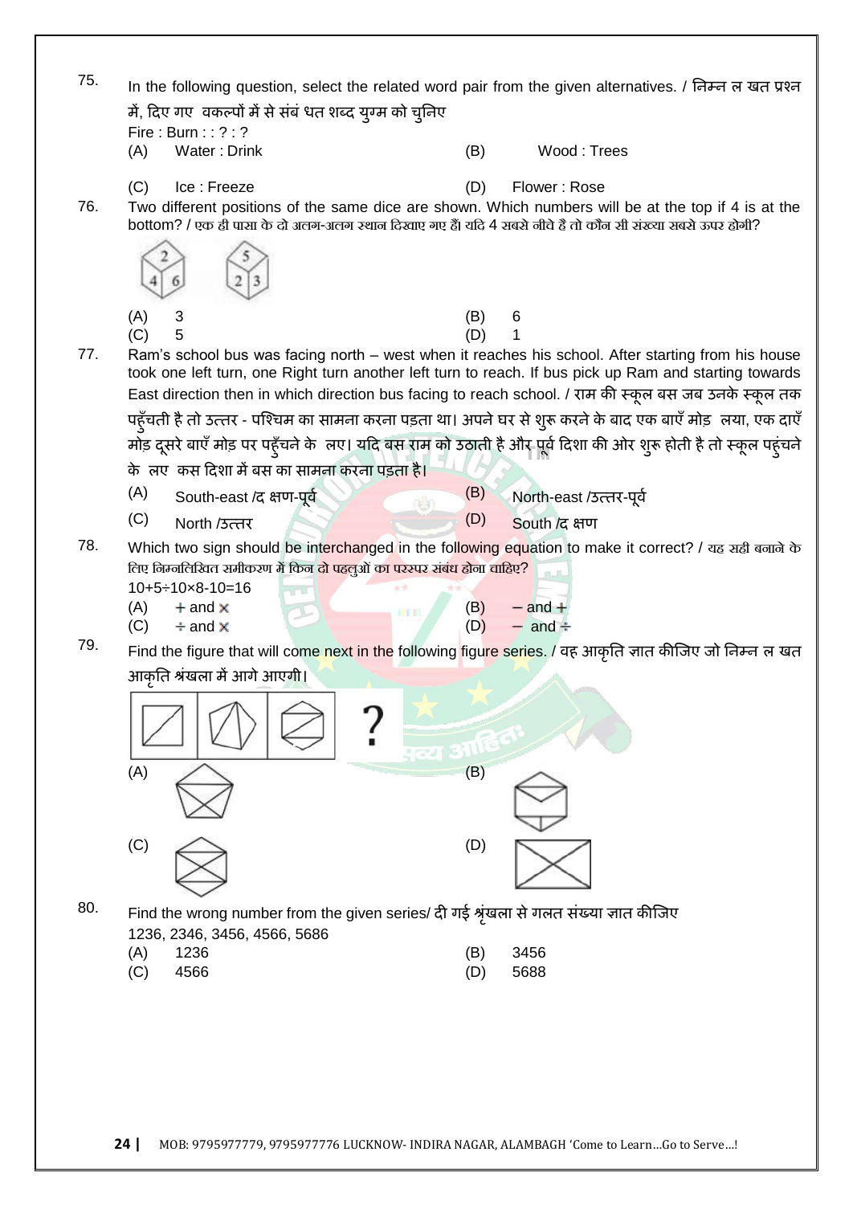75. In the following question, select the related word pair from the given alternatives. / निम्न ल खत प्रश्न में, दिए गए वकल्पों में से संबं धत शब्द युग्म को चुनिए

Fire : Burn : : ? : ?

(A) Water : Drink (B) Wood : Trees

(C) Ice : Freeze (D) Flower : Rose

76. Two different positions of the same dice are shown. Which numbers will be at the top if 4 is at the bottom? / एक ही पासा के दो अलग-अलग स्थान दिखाए गए हैं। यदि 4 सबसे नीचे है तो कौन सी संख्या सबसे ऊपर होगी?

(A) 3 (B) 6

(C) 5 (D) 1

77. Ram's school bus was facing north – west when it reaches his school. After starting from his house took one left turn, one Right turn another left turn to reach. If bus pick up Ram and starting towards East direction then in which direction bus facing to reach school. / राम की स्कूल बस जब उनके स्कूल तक पहुँचती है तो उत्तर - पश्चिम का सामना करना पड़ता था। अपने घर से शुरू करने के बाद एक बाएँ मोड़ लया, एक दाएँ मोड़ दूसरे बाएँ मोड़ पर पहुँचने के लए। यदि बस राम को उठाती है और पूर्व दिशा की ओर शुरू होती है तो स्कूल पहुंचने के लए कस दिशा में बस का सामना करना पड़ता है।

(A) South-east /द क्षण-पूर्व (B) North-east /उत्तर-पूर्व

(C) North /उत्तर (D) South /द क्षण

78. Which two sign should be interchanged in the following equation to make it correct? / यह सही बनाने के लिए निम्नलिखित समीकरण में किन दो पहलुओं का परस्पर संबंध होना चाहिए?

10+5÷10×8-10=16

(A) + and × (B) − and +

(C) ÷ and × (D) − and ÷

79. Find the figure that will come next in the following figure series. / वह आकृति ज्ञात कीजिए जो निम्न ल खत आकृति श्रंखला में आगे आएगी।

(A) (B)

(C) (D)

80. Find the wrong number from the given series/ दी गई श्रृंखला से गलत संख्या ज्ञात कीजिए

1236, 2346, 3456, 4566, 5686

(A) 1236 (B) 3456

(C) 4566 (D) 5688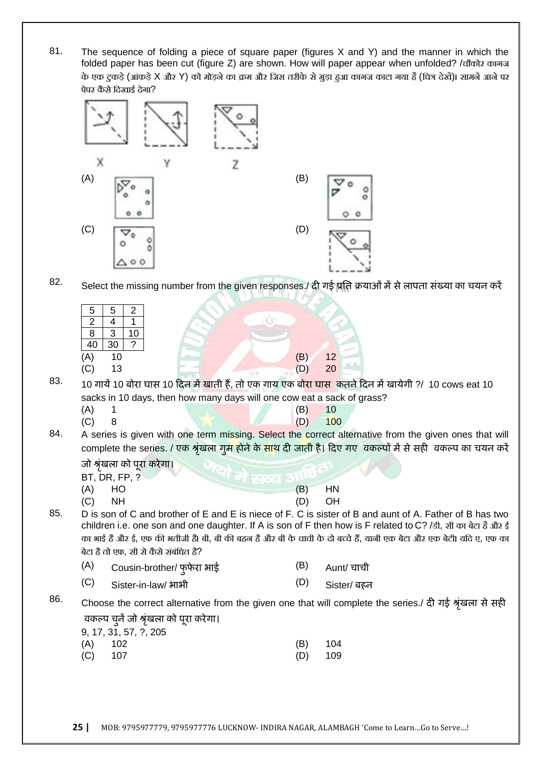81. The sequence of folding a piece of square paper (figures X and Y) and the manner in which the folded paper has been cut (figure Z) are shown. How will paper appear when unfolded? /चौकोर कागज के एक टुकड़े (आंकड़े X और Y) को मोड़ने का क्रम और जिस तरीके से मुड़ा हुआ कागज काटा गया है (चित्र देखें)। सामने आने पर पेपर कैसे दिखाई देगा?

X Y Z

(A)

(B)

(C)

(D)

82. Select the missing number from the given responses./ दी गई प्रति क्रयाओं में से लापता संख्या का चयन करें

| 5 | 5 | 2 |
|---|---|---|
| 2 | 4 | 1 |
| 8 | 3 | 10 |
| 40 | 30 | ? |

(A) 10 (B) 12
(C) 13 (D) 20

83. 10 गायें 10 बोरा घास 10 दिन में खाती हैं, तो एक गाय एक बोरा घास कितने दिन में खायेगी ?/ 10 cows eat 10 sacks in 10 days, then how many days will one cow eat a sack of grass?

(A) 1 (B) 10
(C) 8 (D) 100

84. A series is given with one term missing. Select the correct alternative from the given ones that will complete the series. / एक श्रृंखला गुम होने के साथ दी जाती है। दिए गए वकल्पों में से सही वकल्प का चयन करें जो श्रृंखला को पूरा करेगा।

BT, DR, FP, ?

(A) HO (B) HN
(C) NH (D) OH

85. D is son of C and brother of E and E is niece of F. C is sister of B and aunt of A. Father of B has two children i.e. one son and one daughter. If A is son of F then how is F related to C? /डी, सी का बेटा है और ई का भाई है और ई, एफ की भतीजी है। बी, बी की बहन है और बी के चाची के दो बच्चे हैं, यानी एक बेटा और एक बेटी। यदि ए, एफ का बेटा है तो एफ, सी से कैसे संबंधित है?

(A) Cousin-brother/ फुफेरा भाई (B) Aunt/ चाची
(C) Sister-in-law/ भाभी (D) Sister/ बहन

86. Choose the correct alternative from the given one that will complete the series./ दी गई श्रृंखला से सही वकल्प चुनें जो श्रृंखला को पूरा करेगा।

9, 17, 31, 57, ?, 205

(A) 102 (B) 104
(C) 107 (D) 109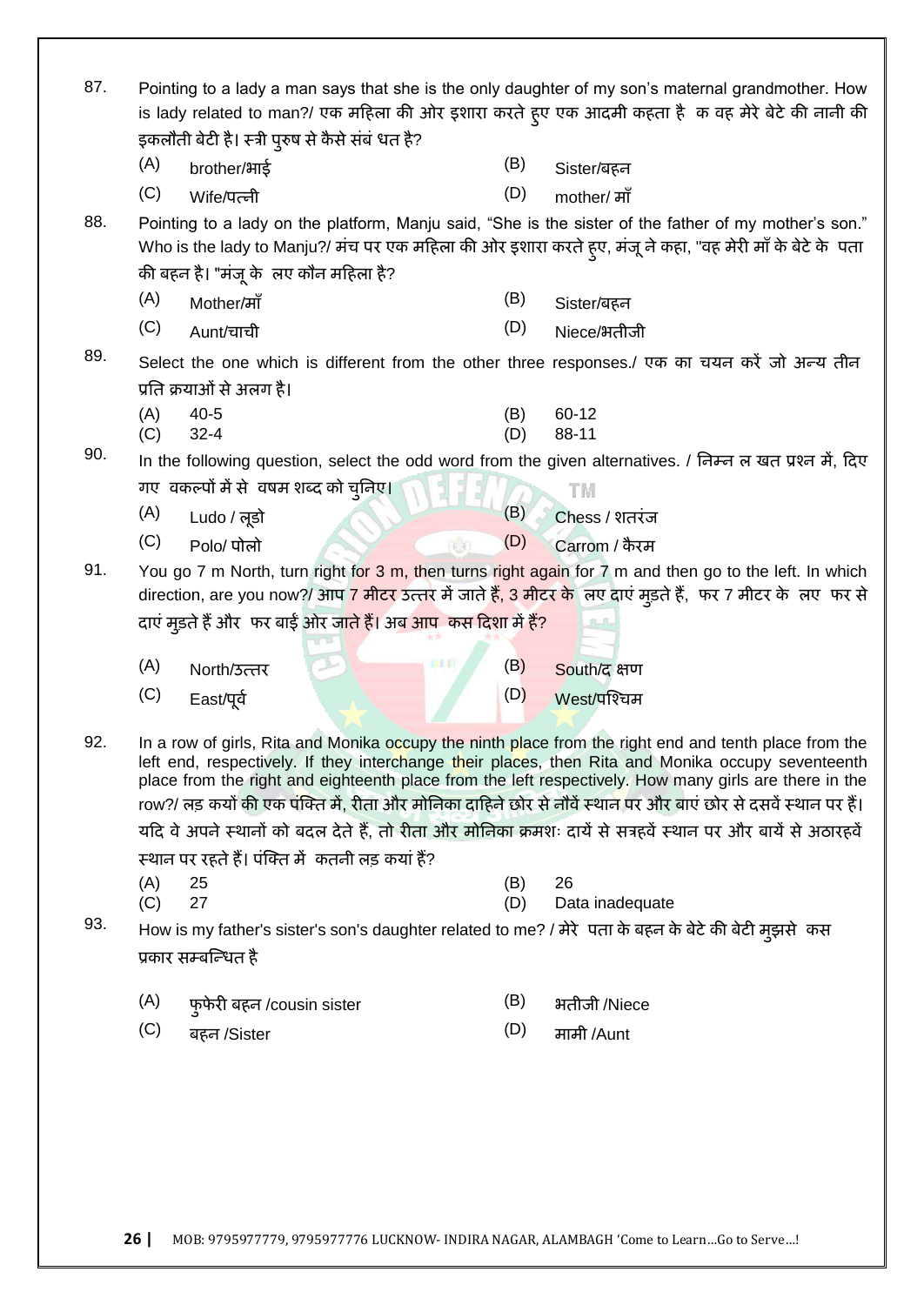87. Pointing to a lady a man says that she is the only daughter of my son's maternal grandmother. How is lady related to man?/ एक महिला की ओर इशारा करते हुए एक आदमी कहता है क वह मेरे बेटे की नानी की इकलौती बेटी है। स्त्री पुरुष से कैसे संबं धत है?

(A) brother/भाई (B) Sister/बहन
(C) Wife/पत्नी (D) mother/ माँ

88. Pointing to a lady on the platform, Manju said, "She is the sister of the father of my mother's son." Who is the lady to Manju?/ मंच पर एक महिला की ओर इशारा करते हुए, मंजू ने कहा, "वह मेरी माँ के बेटे के पता की बहन है। "मंजू के लए कौन महिला है?

(A) Mother/माँ (B) Sister/बहन
(C) Aunt/चाची (D) Niece/भतीजी

89. Select the one which is different from the other three responses./ एक का चयन करें जो अन्य तीन प्रति क्रयाओं से अलग है।

(A) 40-5 (B) 60-12
(C) 32-4 (D) 88-11

90. In the following question, select the odd word from the given alternatives. / निम्न ल खत प्रश्न में, दिए गए वकल्पों में से वषम शब्द को चुनिए।

(A) Ludo / लूडो (B) Chess / शतरंज
(C) Polo/ पोलो (D) Carrom / कैरम

91. You go 7 m North, turn right for 3 m, then turns right again for 7 m and then go to the left. In which direction, are you now?/ आप 7 मीटर उत्तर में जाते हैं, 3 मीटर के लए दाएं मुड़ते हैं, फर 7 मीटर के लए फर से दाएं मुड़ते हैं और फर बाईं ओर जाते हैं। अब आप कस दिशा में हैं?

(A) North/उत्तर (B) South/द क्षण
(C) East/पूर्व (D) West/पश्चिम

92. In a row of girls, Rita and Monika occupy the ninth place from the right end and tenth place from the left end, respectively. If they interchange their places, then Rita and Monika occupy seventeenth place from the right and eighteenth place from the left respectively. How many girls are there in the row?/ लड़ कयों की एक पंक्ति में, रीता और मोनिका दाहिने छोर से नौवें स्थान पर और बाएं छोर से दसवें स्थान पर हैं। यदि वे अपने स्थानों को बदल देते हैं, तो रीता और मोनिका क्रमशः दायें से सत्रहवें स्थान पर और बायें से अठारहवें स्थान पर रहते हैं। पंक्ति में कतनी लड़ कयां हैं?

(A) 25 (B) 26
(C) 27 (D) Data inadequate

93. How is my father's sister's son's daughter related to me? / मेरे पता के बहन के बेटे की बेटी मुझसे कस प्रकार सम्बन्धित है

(A) फुफेरी बहन /cousin sister (B) भतीजी /Niece
(C) बहन /Sister (D) मामी /Aunt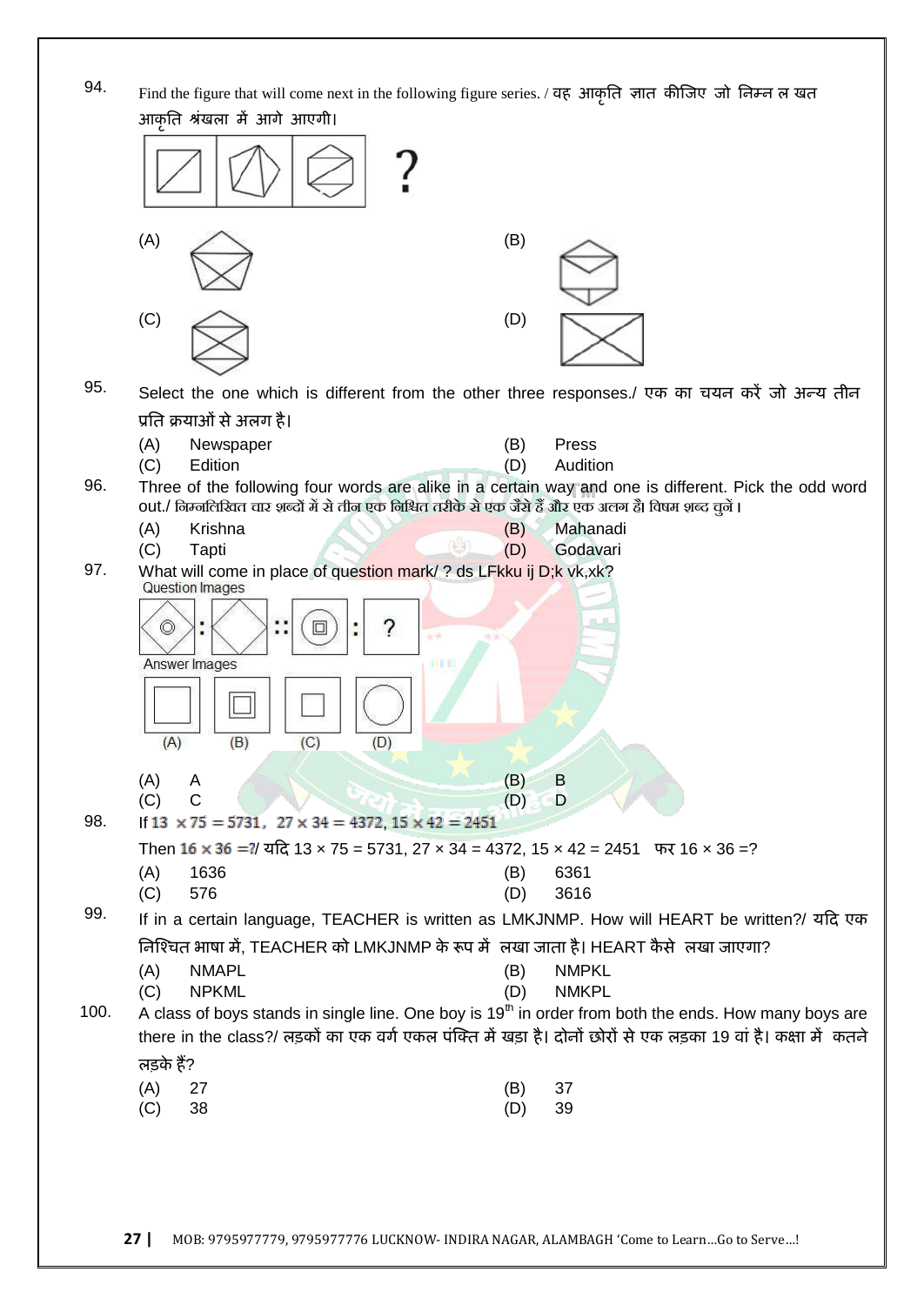94. Find the figure that will come next in the following figure series. / वह आकृति ज्ञात कीजिए जो निम्न ल खत आकृति श्रंखला में आगे आएगी।

?

(A)

(B)

(C)

(D)

95. Select the one which is different from the other three responses./ एक का चयन करें जो अन्य तीन प्रति क्रयाओं से अलग है।

(A) Newspaper
(B) Press
(C) Edition
(D) Audition

96. Three of the following four words are alike in a certain way and one is different. Pick the odd word out./ निम्नलिखित चार शब्दों में से तीन एक निश्चित तरीके से एक जैसे हैं और एक अलग है। विषम शब्द चुनें।

(A) Krishna
(B) Mahanadi
(C) Tapti
(D) Godavari

97. What will come in place of question mark/ ? ds LFkku ij D;k vk,xk?

Question Images

: :: : ?

Answer Images

(A) (B) (C) (D)

(A) A
(B) B
(C) C
(D) D

98. If $13 \times 75 = 5731$, $27 \times 34 = 4372$, $15 \times 42 = 2451$

Then $16 \times 36 = ?$/ यदि $13 \times 75 = 5731$, $27 \times 34 = 4372$, $15 \times 42 = 2451$ फर $16 \times 36 = ?$

(A) 1636
(B) 6361
(C) 576
(D) 3616

99. If in a certain language, TEACHER is written as LMKJNMP. How will HEART be written?/ यदि एक निश्चित भाषा में, TEACHER को LMKJNMP के रूप में लखा जाता है। HEART कैसे लखा जाएगा?

(A) NMAPL
(B) NMPKL
(C) NPKML
(D) NMKPL

100. A class of boys stands in single line. One boy is 19th in order from both the ends. How many boys are there in the class?/ लड़कों का एक वर्ग एकल पंक्ति में खड़ा है। दोनों छोरों से एक लड़का 19 वां है। कक्षा में कतने लड़के हैं?

(A) 27
(B) 37
(C) 38
(D) 39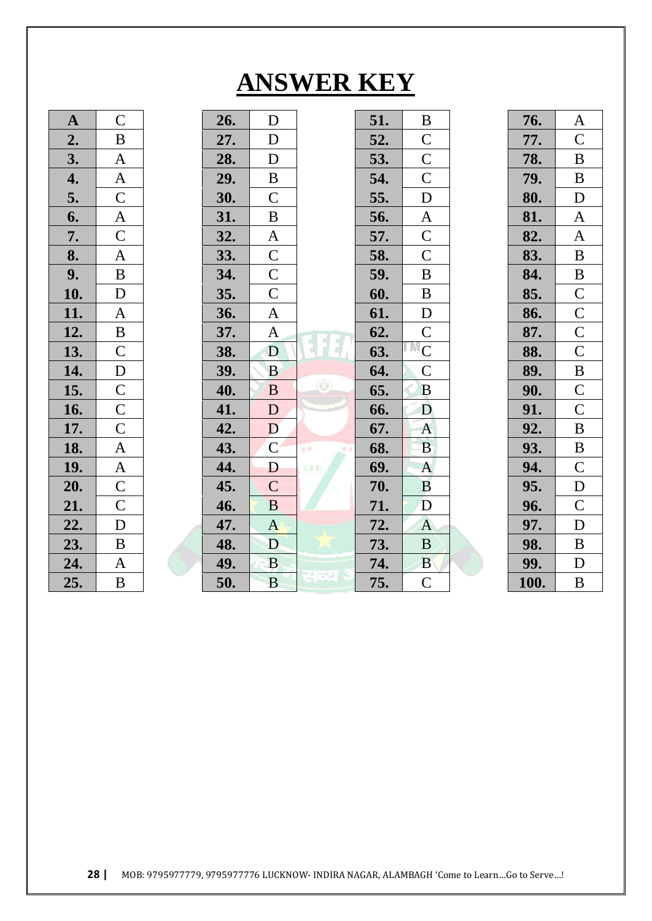# ANSWER KEY

| | | | | | | | |
|---|---|---|---|---|---|---|---|
| **A** | C | **26.** | D | **51.** | B | **76.** | A |
| **2.** | B | **27.** | D | **52.** | C | **77.** | C |
| **3.** | A | **28.** | D | **53.** | C | **78.** | B |
| **4.** | A | **29.** | B | **54.** | C | **79.** | B |
| **5.** | C | **30.** | C | **55.** | D | **80.** | D |
| **6.** | A | **31.** | B | **56.** | A | **81.** | A |
| **7.** | C | **32.** | A | **57.** | C | **82.** | A |
| **8.** | A | **33.** | C | **58.** | C | **83.** | B |
| **9.** | B | **34.** | C | **59.** | B | **84.** | B |
| **10.** | D | **35.** | C | **60.** | B | **85.** | C |
| **11.** | A | **36.** | A | **61.** | D | **86.** | C |
| **12.** | B | **37.** | A | **62.** | C | **87.** | C |
| **13.** | C | **38.** | D | **63.** | C | **88.** | C |
| **14.** | D | **39.** | B | **64.** | C | **89.** | B |
| **15.** | C | **40.** | B | **65.** | B | **90.** | C |
| **16.** | C | **41.** | D | **66.** | D | **91.** | C |
| **17.** | C | **42.** | D | **67.** | A | **92.** | B |
| **18.** | A | **43.** | C | **68.** | B | **93.** | B |
| **19.** | A | **44.** | D | **69.** | A | **94.** | C |
| **20.** | C | **45.** | C | **70.** | B | **95.** | D |
| **21.** | C | **46.** | B | **71.** | D | **96.** | C |
| **22.** | D | **47.** | A | **72.** | A | **97.** | D |
| **23.** | B | **48.** | D | **73.** | B | **98.** | B |
| **24.** | A | **49.** | B | **74.** | B | **99.** | D |
| **25.** | B | **50.** | B | **75.** | C | **100.** | B |